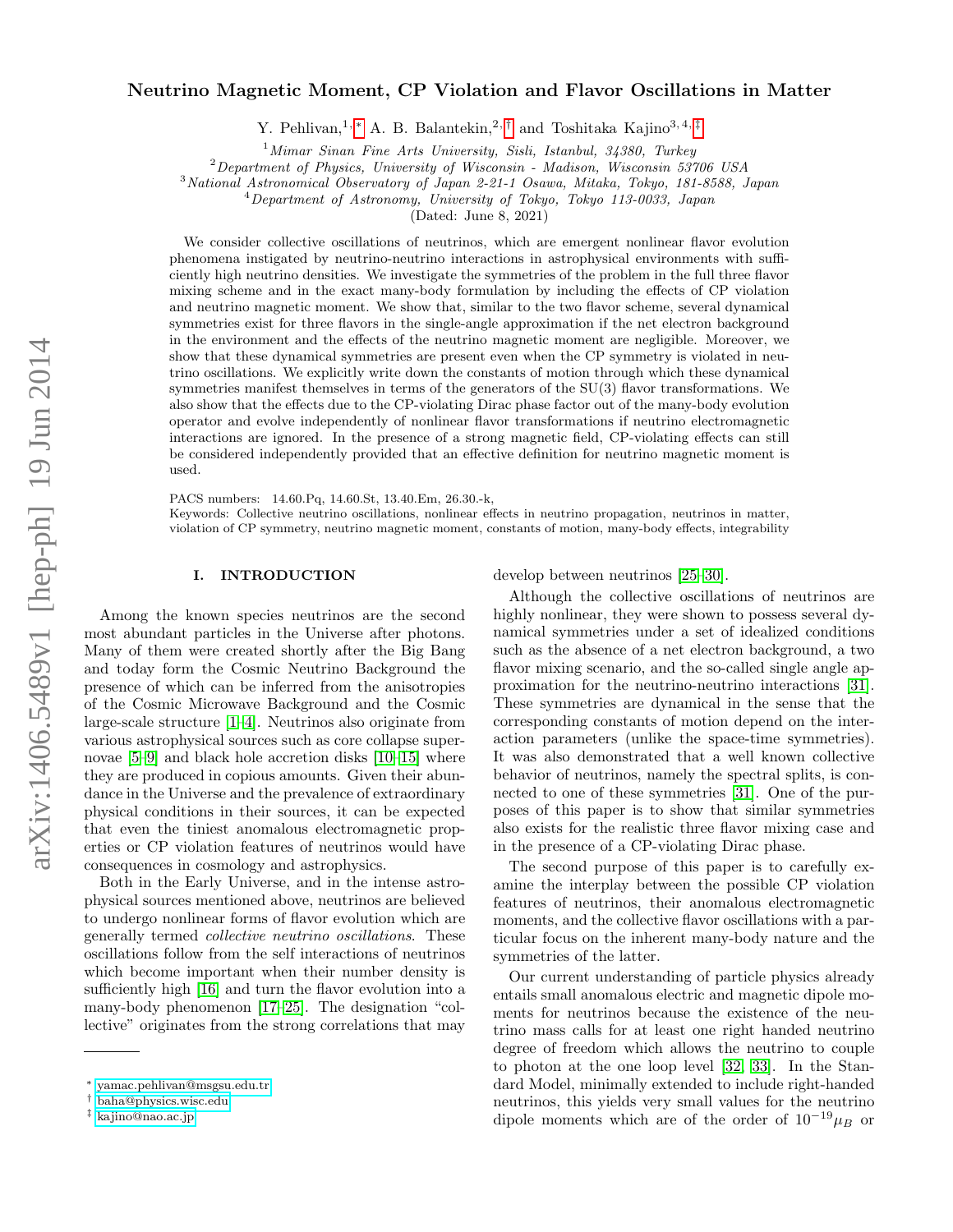# Neutrino Magnetic Moment, CP Violation and Flavor Oscillations in Matter

Y. Pehlivan,[1,*] A. B. Balantekin,[2,†] and Toshitaka Kajino[3,4,‡]

[1] *Mimar Sinan Fine Arts University, Sisli, Istanbul, 34380, Turkey*
[2] *Department of Physics, University of Wisconsin - Madison, Wisconsin 53706 USA*
[3] *National Astronomical Observatory of Japan 2-21-1 Osawa, Mitaka, Tokyo, 181-8588, Japan*
[4] *Department of Astronomy, University of Tokyo, Tokyo 113-0033, Japan*

(Dated: June 8, 2021)

We consider collective oscillations of neutrinos, which are emergent nonlinear flavor evolution phenomena instigated by neutrino-neutrino interactions in astrophysical environments with sufficiently high neutrino densities. We investigate the symmetries of the problem in the full three flavor mixing scheme and in the exact many-body formulation by including the effects of CP violation and neutrino magnetic moment. We show that, similar to the two flavor scheme, several dynamical symmetries exist for three flavors in the single-angle approximation if the net electron background in the environment and the effects of the neutrino magnetic moment are negligible. Moreover, we show that these dynamical symmetries are present even when the CP symmetry is violated in neutrino oscillations. We explicitly write down the constants of motion through which these dynamical symmetries manifest themselves in terms of the generators of the SU(3) flavor transformations. We also show that the effects due to the CP-violating Dirac phase factor out of the many-body evolution operator and evolve independently of nonlinear flavor transformations if neutrino electromagnetic interactions are ignored. In the presence of a strong magnetic field, CP-violating effects can still be considered independently provided that an effective definition for neutrino magnetic moment is used.

PACS numbers: 14.60.Pq, 14.60.St, 13.40.Em, 26.30.-k,
Keywords: Collective neutrino oscillations, nonlinear effects in neutrino propagation, neutrinos in matter, violation of CP symmetry, neutrino magnetic moment, constants of motion, many-body effects, integrability

## I. INTRODUCTION

Among the known species neutrinos are the second most abundant particles in the Universe after photons. Many of them were created shortly after the Big Bang and today form the Cosmic Neutrino Background the presence of which can be inferred from the anisotropies of the Cosmic Microwave Background and the Cosmic large-scale structure [1–4]. Neutrinos also originate from various astrophysical sources such as core collapse supernovae [5–9] and black hole accretion disks [10–15] where they are produced in copious amounts. Given their abundance in the Universe and the prevalence of extraordinary physical conditions in their sources, it can be expected that even the tiniest anomalous electromagnetic properties or CP violation features of neutrinos would have consequences in cosmology and astrophysics.

Both in the Early Universe, and in the intense astrophysical sources mentioned above, neutrinos are believed to undergo nonlinear forms of flavor evolution which are generally termed *collective neutrino oscillations*. These oscillations follow from the self interactions of neutrinos which become important when their number density is sufficiently high [16] and turn the flavor evolution into a many-body phenomenon [17–25]. The designation "collective" originates from the strong correlations that may develop between neutrinos [25–30].

Although the collective oscillations of neutrinos are highly nonlinear, they were shown to possess several dynamical symmetries under a set of idealized conditions such as the absence of a net electron background, a two flavor mixing scenario, and the so-called single angle approximation for the neutrino-neutrino interactions [31]. These symmetries are dynamical in the sense that the corresponding constants of motion depend on the interaction parameters (unlike the space-time symmetries). It was also demonstrated that a well known collective behavior of neutrinos, namely the spectral splits, is connected to one of these symmetries [31]. One of the purposes of this paper is to show that similar symmetries also exists for the realistic three flavor mixing case and in the presence of a CP-violating Dirac phase.

The second purpose of this paper is to carefully examine the interplay between the possible CP violation features of neutrinos, their anomalous electromagnetic moments, and the collective flavor oscillations with a particular focus on the inherent many-body nature and the symmetries of the latter.

Our current understanding of particle physics already entails small anomalous electric and magnetic dipole moments for neutrinos because the existence of the neutrino mass calls for at least one right handed neutrino degree of freedom which allows the neutrino to couple to photon at the one loop level [32, 33]. In the Standard Model, minimally extended to include right-handed neutrinos, this yields very small values for the neutrino dipole moments which are of the order of $10^{-19}\mu_B$ or

* yamac.pehlivan@msgsu.edu.tr
† baha@physics.wisc.edu
‡ kajino@nao.ac.jp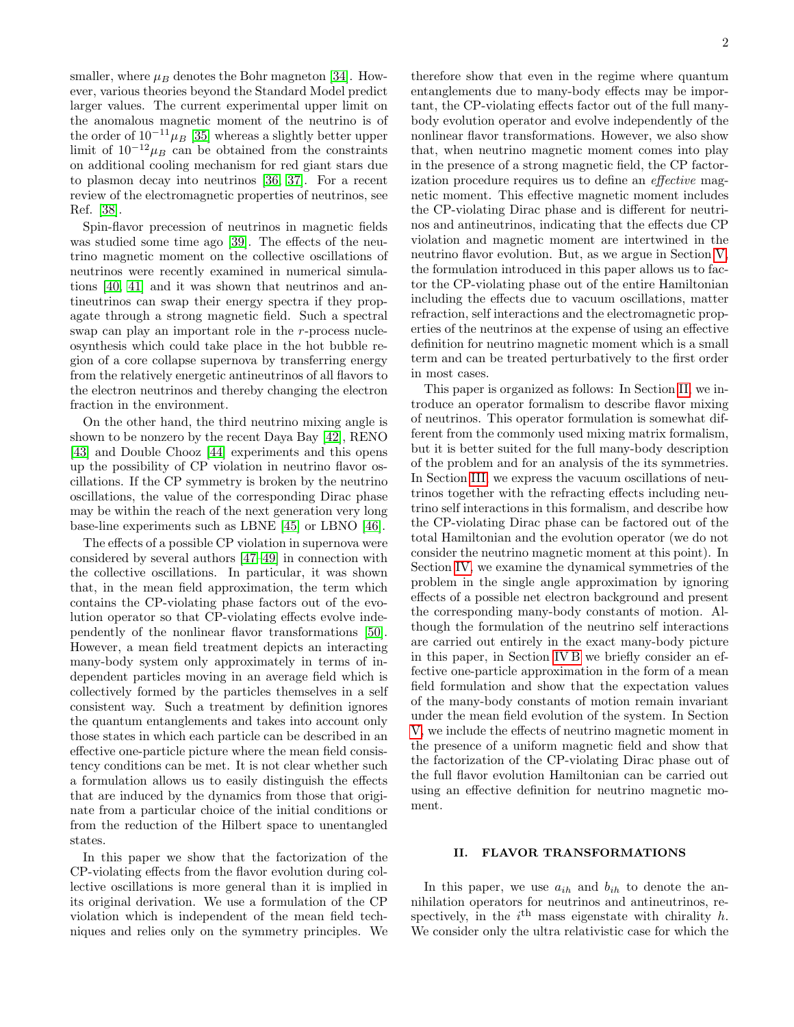smaller, where $\mu_B$ denotes the Bohr magneton [34]. However, various theories beyond the Standard Model predict larger values. The current experimental upper limit on the anomalous magnetic moment of the neutrino is of the order of $10^{-11}\mu_B$ [35] whereas a slightly better upper limit of $10^{-12}\mu_B$ can be obtained from the constraints on additional cooling mechanism for red giant stars due to plasmon decay into neutrinos [36, 37]. For a recent review of the electromagnetic properties of neutrinos, see Ref. [38].

Spin-flavor precession of neutrinos in magnetic fields was studied some time ago [39]. The effects of the neutrino magnetic moment on the collective oscillations of neutrinos were recently examined in numerical simulations [40, 41] and it was shown that neutrinos and antineutrinos can swap their energy spectra if they propagate through a strong magnetic field. Such a spectral swap can play an important role in the $r$-process nucleosynthesis which could take place in the hot bubble region of a core collapse supernova by transferring energy from the relatively energetic antineutrinos of all flavors to the electron neutrinos and thereby changing the electron fraction in the environment.

On the other hand, the third neutrino mixing angle is shown to be nonzero by the recent Daya Bay [42], RENO [43] and Double Chooz [44] experiments and this opens up the possibility of CP violation in neutrino flavor oscillations. If the CP symmetry is broken by the neutrino oscillations, the value of the corresponding Dirac phase may be within the reach of the next generation very long base-line experiments such as LBNE [45] or LBNO [46].

The effects of a possible CP violation in supernova were considered by several authors [47–49] in connection with the collective oscillations. In particular, it was shown that, in the mean field approximation, the term which contains the CP-violating phase factors out of the evolution operator so that CP-violating effects evolve independently of the nonlinear flavor transformations [50]. However, a mean field treatment depicts an interacting many-body system only approximately in terms of independent particles moving in an average field which is collectively formed by the particles themselves in a self consistent way. Such a treatment by definition ignores the quantum entanglements and takes into account only those states in which each particle can be described in an effective one-particle picture where the mean field consistency conditions can be met. It is not clear whether such a formulation allows us to easily distinguish the effects that are induced by the dynamics from those that originate from a particular choice of the initial conditions or from the reduction of the Hilbert space to unentangled states.

In this paper we show that the factorization of the CP-violating effects from the flavor evolution during collective oscillations is more general than it is implied in its original derivation. We use a formulation of the CP violation which is independent of the mean field techniques and relies only on the symmetry principles. We therefore show that even in the regime where quantum entanglements due to many-body effects may be important, the CP-violating effects factor out of the full many-body evolution operator and evolve independently of the nonlinear flavor transformations. However, we also show that, when neutrino magnetic moment comes into play in the presence of a strong magnetic field, the CP factorization procedure requires us to define an *effective* magnetic moment. This effective magnetic moment includes the CP-violating Dirac phase and is different for neutrinos and antineutrinos, indicating that the effects due CP violation and magnetic moment are intertwined in the neutrino flavor evolution. But, as we argue in Section V, the formulation introduced in this paper allows us to factor the CP-violating phase out of the entire Hamiltonian including the effects due to vacuum oscillations, matter refraction, self interactions and the electromagnetic properties of the neutrinos at the expense of using an effective definition for neutrino magnetic moment which is a small term and can be treated perturbatively to the first order in most cases.

This paper is organized as follows: In Section II, we introduce an operator formalism to describe flavor mixing of neutrinos. This operator formulation is somewhat different from the commonly used mixing matrix formalism, but it is better suited for the full many-body description of the problem and for an analysis of the its symmetries. In Section III, we express the vacuum oscillations of neutrinos together with the refracting effects including neutrino self interactions in this formalism, and describe how the CP-violating Dirac phase can be factored out of the total Hamiltonian and the evolution operator (we do not consider the neutrino magnetic moment at this point). In Section IV, we examine the dynamical symmetries of the problem in the single angle approximation by ignoring effects of a possible net electron background and present the corresponding many-body constants of motion. Although the formulation of the neutrino self interactions are carried out entirely in the exact many-body picture in this paper, in Section IV B we briefly consider an effective one-particle approximation in the form of a mean field formulation and show that the expectation values of the many-body constants of motion remain invariant under the mean field evolution of the system. In Section V, we include the effects of neutrino magnetic moment in the presence of a uniform magnetic field and show that the factorization of the CP-violating Dirac phase out of the full flavor evolution Hamiltonian can be carried out using an effective definition for neutrino magnetic moment.

## II. FLAVOR TRANSFORMATIONS

In this paper, we use $a_{ih}$ and $b_{ih}$ to denote the annihilation operators for neutrinos and antineutrinos, respectively, in the $i^{\text{th}}$ mass eigenstate with chirality $h$. We consider only the ultra relativistic case for which the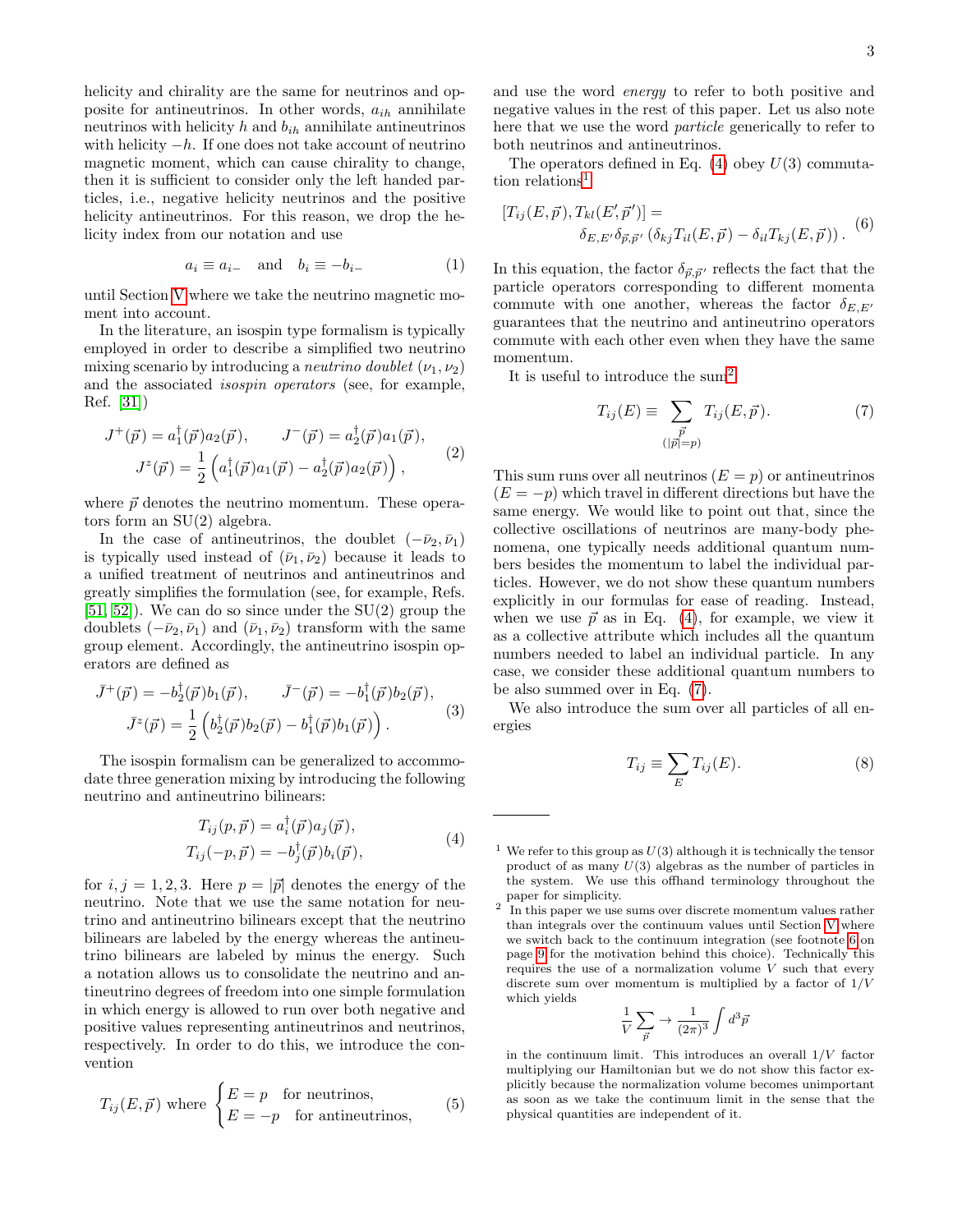helicity and chirality are the same for neutrinos and opposite for antineutrinos. In other words, $a_{ih}$ annihilate neutrinos with helicity $h$ and $b_{ih}$ annihilate antineutrinos with helicity $-h$. If one does not take account of neutrino magnetic moment, which can cause chirality to change, then it is sufficient to consider only the left handed particles, i.e., negative helicity neutrinos and the positive helicity antineutrinos. For this reason, we drop the helicity index from our notation and use

$$a_i \equiv a_{i-} \quad \text{and} \quad b_i \equiv -b_{i-} \tag{1}$$

until Section V where we take the neutrino magnetic moment into account.

In the literature, an isospin type formalism is typically employed in order to describe a simplified two neutrino mixing scenario by introducing a *neutrino doublet* $(\nu_1, \nu_2)$ and the associated *isospin operators* (see, for example, Ref. [31])

$$\begin{gathered} J^+(\vec{p}) = a_1^\dagger(\vec{p}) a_2(\vec{p}), \qquad J^-(\vec{p}) = a_2^\dagger(\vec{p}) a_1(\vec{p}), \\ J^z(\vec{p}) = \frac{1}{2}\left(a_1^\dagger(\vec{p}) a_1(\vec{p}) - a_2^\dagger(\vec{p}) a_2(\vec{p})\right), \end{gathered} \tag{2}$$

where $\vec{p}$ denotes the neutrino momentum. These operators form an SU(2) algebra.

In the case of antineutrinos, the doublet $(-\bar{\nu}_2, \bar{\nu}_1)$ is typically used instead of $(\bar{\nu}_1, \bar{\nu}_2)$ because it leads to a unified treatment of neutrinos and antineutrinos and greatly simplifies the formulation (see, for example, Refs. [51, 52]). We can do so since under the SU(2) group the doublets $(-\bar{\nu}_2, \bar{\nu}_1)$ and $(\bar{\nu}_1, \bar{\nu}_2)$ transform with the same group element. Accordingly, the antineutrino isospin operators are defined as

$$\begin{gathered} \bar{J}^+(\vec{p}) = -b_2^\dagger(\vec{p}) b_1(\vec{p}), \qquad \bar{J}^-(\vec{p}) = -b_1^\dagger(\vec{p}) b_2(\vec{p}), \\ \bar{J}^z(\vec{p}) = \frac{1}{2}\left(b_2^\dagger(\vec{p}) b_2(\vec{p}) - b_1^\dagger(\vec{p}) b_1(\vec{p})\right). \end{gathered} \tag{3}$$

The isospin formalism can be generalized to accommodate three generation mixing by introducing the following neutrino and antineutrino bilinears:

$$\begin{aligned} T_{ij}(p, \vec{p}) &= a_i^\dagger(\vec{p}) a_j(\vec{p}), \\ T_{ij}(-p, \vec{p}) &= -b_j^\dagger(\vec{p}) b_i(\vec{p}), \end{aligned} \tag{4}$$

for $i, j = 1, 2, 3$. Here $p = |\vec{p}|$ denotes the energy of the neutrino. Note that we use the same notation for neutrino and antineutrino bilinears except that the neutrino bilinears are labeled by the energy whereas the antineutrino bilinears are labeled by minus the energy. Such a notation allows us to consolidate the neutrino and antineutrino degrees of freedom into one simple formulation in which energy is allowed to run over both negative and positive values representing antineutrinos and neutrinos, respectively. In order to do this, we introduce the convention

$$T_{ij}(E, \vec{p}) \text{ where } \begin{cases} E = p & \text{for neutrinos,} \\ E = -p & \text{for antineutrinos,} \end{cases} \tag{5}$$

and use the word *energy* to refer to both positive and negative values in the rest of this paper. Let us also note here that we use the word *particle* generically to refer to both neutrinos and antineutrinos.

The operators defined in Eq. (4) obey $U(3)$ commutation relations[1]

$$\begin{aligned} &[T_{ij}(E, \vec{p}), T_{kl}(E', \vec{p}\,')] = \\ &\qquad \delta_{E,E'} \delta_{\vec{p},\vec{p}\,'} \left(\delta_{kj} T_{il}(E, \vec{p}) - \delta_{il} T_{kj}(E, \vec{p})\right). \end{aligned} \tag{6}$$

In this equation, the factor $\delta_{\vec{p},\vec{p}\,'}$ reflects the fact that the particle operators corresponding to different momenta commute with one another, whereas the factor $\delta_{E,E'}$ guarantees that the neutrino and antineutrino operators commute with each other even when they have the same momentum.

It is useful to introduce the sum[2]

$$T_{ij}(E) \equiv \sum_{\substack{\vec{p} \\ (|\vec{p}| = p)}} T_{ij}(E, \vec{p}). \tag{7}$$

This sum runs over all neutrinos ($E = p$) or antineutrinos ($E = -p$) which travel in different directions but have the same energy. We would like to point out that, since the collective oscillations of neutrinos are many-body phenomena, one typically needs additional quantum numbers besides the momentum to label the individual particles. However, we do not show these quantum numbers explicitly in our formulas for ease of reading. Instead, when we use $\vec{p}$ as in Eq. (4), for example, we view it as a collective attribute which includes all the quantum numbers needed to label an individual particle. In any case, we consider these additional quantum numbers to be also summed over in Eq. (7).

We also introduce the sum over all particles of all energies

$$T_{ij} \equiv \sum_E T_{ij}(E). \tag{8}$$

---

[1] We refer to this group as $U(3)$ although it is technically the tensor product of as many $U(3)$ algebras as the number of particles in the system. We use this offhand terminology throughout the paper for simplicity.

[2] In this paper we use sums over discrete momentum values rather than integrals over the continuum values until Section V where we switch back to the continuum integration (see footnote 6 on page 9 for the motivation behind this choice). Technically this requires the use of a normalization volume $V$ such that every discrete sum over momentum is multiplied by a factor of $1/V$ which yields

$$\frac{1}{V}\sum_{\vec{p}} \to \frac{1}{(2\pi)^3}\int d^3\vec{p}$$

in the continuum limit. This introduces an overall $1/V$ factor multiplying our Hamiltonian but we do not show this factor explicitly because the normalization volume becomes unimportant as soon as we take the continuum limit in the sense that the physical quantities are independent of it.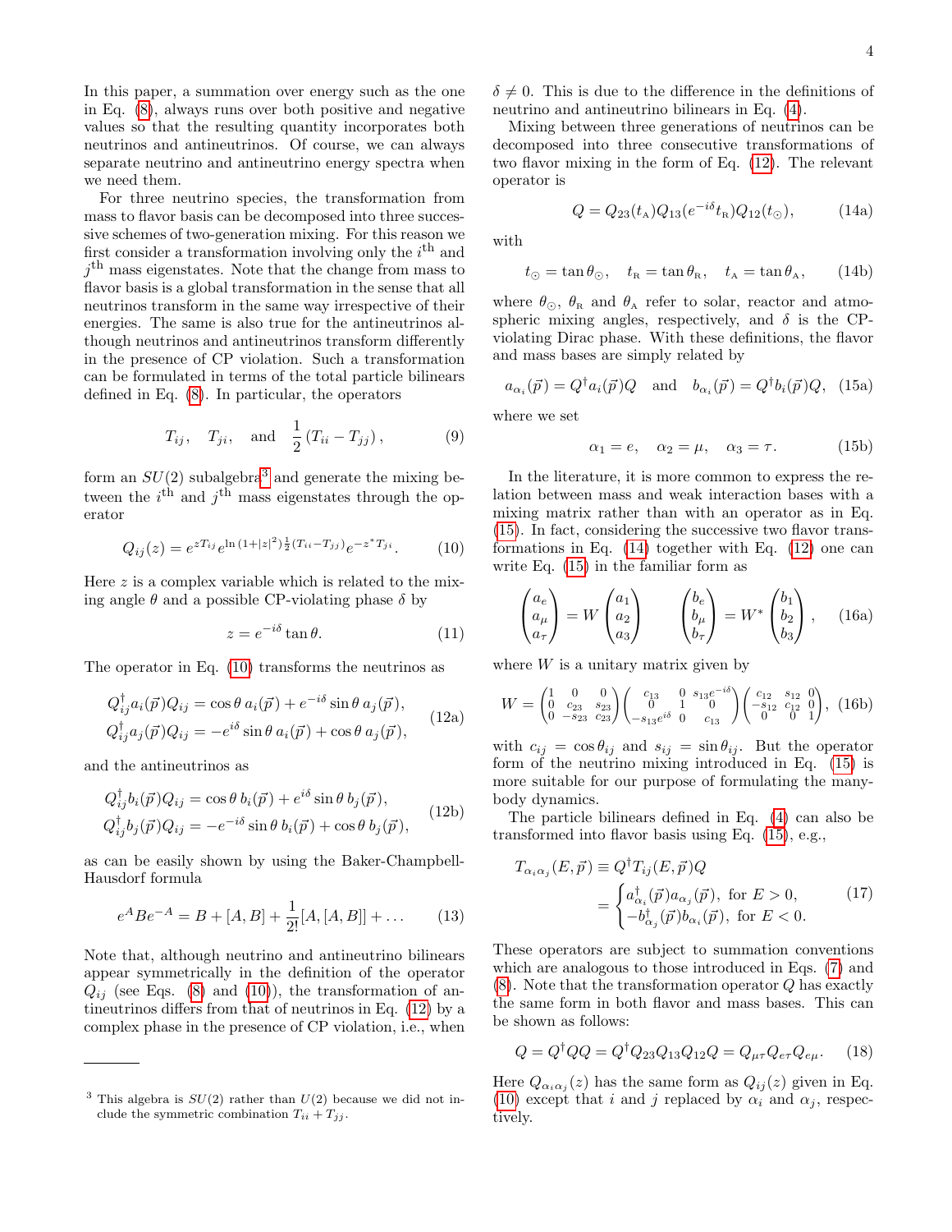In this paper, a summation over energy such as the one in Eq. (8), always runs over both positive and negative values so that the resulting quantity incorporates both neutrinos and antineutrinos. Of course, we can always separate neutrino and antineutrino energy spectra when we need them.

For three neutrino species, the transformation from mass to flavor basis can be decomposed into three successive schemes of two-generation mixing. For this reason we first consider a transformation involving only the $i^{\text{th}}$ and $j^{\text{th}}$ mass eigenstates. Note that the change from mass to flavor basis is a global transformation in the sense that all neutrinos transform in the same way irrespective of their energies. The same is also true for the antineutrinos although neutrinos and antineutrinos transform differently in the presence of CP violation. Such a transformation can be formulated in terms of the total particle bilinears defined in Eq. (8). In particular, the operators

$$T_{ij}, \quad T_{ji}, \quad \text{and} \quad \frac{1}{2}\left(T_{ii} - T_{jj}\right), \tag{9}$$

form an $SU(2)$ subalgebra[3] and generate the mixing between the $i^{\text{th}}$ and $j^{\text{th}}$ mass eigenstates through the operator

$$Q_{ij}(z) = e^{zT_{ij}} e^{\ln(1+|z|^2)\frac{1}{2}(T_{ii}-T_{jj})} e^{-z^* T_{ji}}. \tag{10}$$

Here $z$ is a complex variable which is related to the mixing angle $\theta$ and a possible CP-violating phase $\delta$ by

$$z = e^{-i\delta}\tan\theta. \tag{11}$$

The operator in Eq. (10) transforms the neutrinos as

$$\begin{aligned} Q_{ij}^\dagger a_i(\vec{p}) Q_{ij} &= \cos\theta\, a_i(\vec{p}) + e^{-i\delta}\sin\theta\, a_j(\vec{p}), \\ Q_{ij}^\dagger a_j(\vec{p}) Q_{ij} &= -e^{i\delta}\sin\theta\, a_i(\vec{p}) + \cos\theta\, a_j(\vec{p}), \end{aligned} \tag{12a}$$

and the antineutrinos as

$$\begin{aligned} Q_{ij}^\dagger b_i(\vec{p}) Q_{ij} &= \cos\theta\, b_i(\vec{p}) + e^{i\delta}\sin\theta\, b_j(\vec{p}), \\ Q_{ij}^\dagger b_j(\vec{p}) Q_{ij} &= -e^{-i\delta}\sin\theta\, b_i(\vec{p}) + \cos\theta\, b_j(\vec{p}), \end{aligned} \tag{12b}$$

as can be easily shown by using the Baker-Champbell-Hausdorf formula

$$e^A B e^{-A} = B + [A, B] + \frac{1}{2!}[A, [A, B]] + \ldots \tag{13}$$

Note that, although neutrino and antineutrino bilinears appear symmetrically in the definition of the operator $Q_{ij}$ (see Eqs. (8) and (10)), the transformation of antineutrinos differs from that of neutrinos in Eq. (12) by a complex phase in the presence of CP violation, i.e., when $\delta \neq 0$. This is due to the difference in the definitions of neutrino and antineutrino bilinears in Eq. (4).

Mixing between three generations of neutrinos can be decomposed into three consecutive transformations of two flavor mixing in the form of Eq. (12). The relevant operator is

$$Q = Q_{23}(t_{\text{A}}) Q_{13}(e^{-i\delta} t_{\text{R}}) Q_{12}(t_\odot), \tag{14a}$$

with

$$t_\odot = \tan\theta_\odot, \quad t_{\text{R}} = \tan\theta_{\text{R}}, \quad t_{\text{A}} = \tan\theta_{\text{A}}, \tag{14b}$$

where $\theta_\odot$, $\theta_{\text{R}}$ and $\theta_{\text{A}}$ refer to solar, reactor and atmospheric mixing angles, respectively, and $\delta$ is the CP-violating Dirac phase. With these definitions, the flavor and mass bases are simply related by

$$a_{\alpha_i}(\vec{p}) = Q^\dagger a_i(\vec{p}) Q \quad \text{and} \quad b_{\alpha_i}(\vec{p}) = Q^\dagger b_i(\vec{p}) Q, \tag{15a}$$

where we set

$$\alpha_1 = e, \quad \alpha_2 = \mu, \quad \alpha_3 = \tau. \tag{15b}$$

In the literature, it is more common to express the relation between mass and weak interaction bases with a mixing matrix rather than with an operator as in Eq. (15). In fact, considering the successive two flavor transformations in Eq. (14) together with Eq. (12) one can write Eq. (15) in the familiar form as

$$\begin{pmatrix} a_e \\ a_\mu \\ a_\tau \end{pmatrix} = W \begin{pmatrix} a_1 \\ a_2 \\ a_3 \end{pmatrix} \qquad \begin{pmatrix} b_e \\ b_\mu \\ b_\tau \end{pmatrix} = W^* \begin{pmatrix} b_1 \\ b_2 \\ b_3 \end{pmatrix}, \tag{16a}$$

where $W$ is a unitary matrix given by

$$W = \begin{pmatrix} 1 & 0 & 0 \\ 0 & c_{23} & s_{23} \\ 0 & -s_{23} & c_{23} \end{pmatrix} \begin{pmatrix} c_{13} & 0 & s_{13}e^{-i\delta} \\ 0 & 1 & 0 \\ -s_{13}e^{i\delta} & 0 & c_{13} \end{pmatrix} \begin{pmatrix} c_{12} & s_{12} & 0 \\ -s_{12} & c_{12} & 0 \\ 0 & 0 & 1 \end{pmatrix}, \tag{16b}$$

with $c_{ij} = \cos\theta_{ij}$ and $s_{ij} = \sin\theta_{ij}$. But the operator form of the neutrino mixing introduced in Eq. (15) is more suitable for our purpose of formulating the many-body dynamics.

The particle bilinears defined in Eq. (4) can also be transformed into flavor basis using Eq. (15), e.g.,

$$\begin{aligned} T_{\alpha_i\alpha_j}(E, \vec{p}) &\equiv Q^\dagger T_{ij}(E, \vec{p}) Q \\ &= \begin{cases} a^\dagger_{\alpha_i}(\vec{p}) a_{\alpha_j}(\vec{p}), & \text{for } E > 0, \\ -b^\dagger_{\alpha_j}(\vec{p}) b_{\alpha_i}(\vec{p}), & \text{for } E < 0. \end{cases} \end{aligned} \tag{17}$$

These operators are subject to summation conventions which are analogous to those introduced in Eqs. (7) and (8). Note that the transformation operator $Q$ has exactly the same form in both flavor and mass bases. This can be shown as follows:

$$Q = Q^\dagger Q Q = Q^\dagger Q_{23} Q_{13} Q_{12} Q = Q_{\mu\tau} Q_{e\tau} Q_{e\mu}. \tag{18}$$

Here $Q_{\alpha_i\alpha_j}(z)$ has the same form as $Q_{ij}(z)$ given in Eq. (10) except that $i$ and $j$ replaced by $\alpha_i$ and $\alpha_j$, respectively.

---

[3] This algebra is $SU(2)$ rather than $U(2)$ because we did not include the symmetric combination $T_{ii} + T_{jj}$.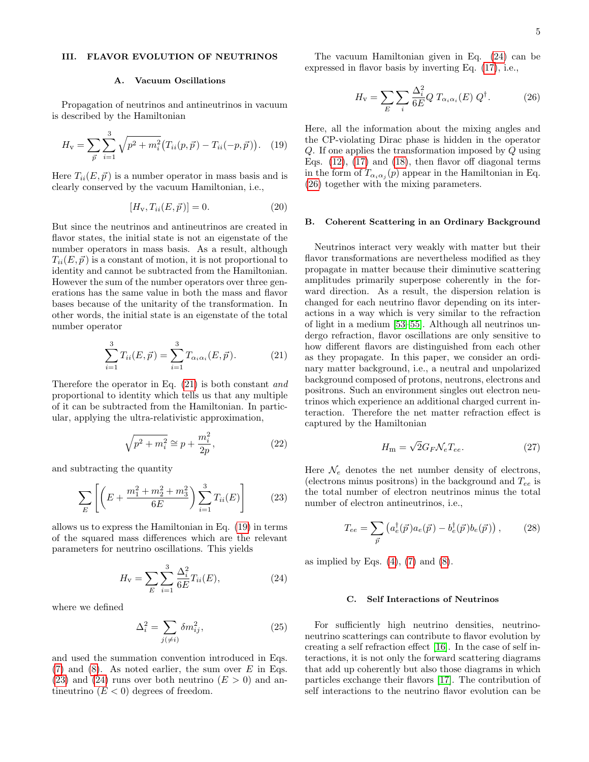## III. FLAVOR EVOLUTION OF NEUTRINOS

### A. Vacuum Oscillations

Propagation of neutrinos and antineutrinos in vacuum is described by the Hamiltonian

$$H_{\rm v} = \sum_{\vec{p}} \sum_{i=1}^{3} \sqrt{p^2 + m_i^2}\big(T_{ii}(p,\vec{p}) - T_{ii}(-p,\vec{p})\big). \quad (19)$$

Here $T_{ii}(E,\vec{p})$ is a number operator in mass basis and is clearly conserved by the vacuum Hamiltonian, i.e.,

$$[H_{\rm v}, T_{ii}(E,\vec{p})] = 0. \quad (20)$$

But since the neutrinos and antineutrinos are created in flavor states, the initial state is not an eigenstate of the number operators in mass basis. As a result, although $T_{ii}(E,\vec{p})$ is a constant of motion, it is not proportional to identity and cannot be subtracted from the Hamiltonian. However the sum of the number operators over three generations has the same value in both the mass and flavor bases because of the unitarity of the transformation. In other words, the initial state is an eigenstate of the total number operator

$$\sum_{i=1}^{3} T_{ii}(E,\vec{p}) = \sum_{i=1}^{3} T_{\alpha_i\alpha_i}(E,\vec{p}). \quad (21)$$

Therefore the operator in Eq. (21) is both constant *and* proportional to identity which tells us that any multiple of it can be subtracted from the Hamiltonian. In particular, applying the ultra-relativistic approximation,

$$\sqrt{p^2 + m_i^2} \cong p + \frac{m_i^2}{2p}, \quad (22)$$

and subtracting the quantity

$$\sum_E \left[\left(E + \frac{m_1^2 + m_2^2 + m_3^2}{6E}\right)\sum_{i=1}^{3} T_{ii}(E)\right] \quad (23)$$

allows us to express the Hamiltonian in Eq. (19) in terms of the squared mass differences which are the relevant parameters for neutrino oscillations. This yields

$$H_{\rm v} = \sum_E \sum_{i=1}^{3} \frac{\Delta_i^2}{6E} T_{ii}(E), \quad (24)$$

where we defined

$$\Delta_i^2 = \sum_{j(\neq i)} \delta m_{ij}^2, \quad (25)$$

and used the summation convention introduced in Eqs. (7) and (8). As noted earlier, the sum over $E$ in Eqs. (23) and (24) runs over both neutrino ($E > 0$) and antineutrino ($E < 0$) degrees of freedom.

The vacuum Hamiltonian given in Eq. (24) can be expressed in flavor basis by inverting Eq. (17), i.e.,

$$H_{\rm v} = \sum_E \sum_i \frac{\Delta_i^2}{6E} Q\; T_{\alpha_i\alpha_i}(E)\; Q^\dagger. \quad (26)$$

Here, all the information about the mixing angles and the CP-violating Dirac phase is hidden in the operator $Q$. If one applies the transformation imposed by $Q$ using Eqs. (12), (17) and (18), then flavor off diagonal terms in the form of $T_{\alpha_i\alpha_j}(p)$ appear in the Hamiltonian in Eq. (26) together with the mixing parameters.

### B. Coherent Scattering in an Ordinary Background

Neutrinos interact very weakly with matter but their flavor transformations are nevertheless modified as they propagate in matter because their diminutive scattering amplitudes primarily superpose coherently in the forward direction. As a result, the dispersion relation is changed for each neutrino flavor depending on its interactions in a way which is very similar to the refraction of light in a medium [53–55]. Although all neutrinos undergo refraction, flavor oscillations are only sensitive to how different flavors are distinguished from each other as they propagate. In this paper, we consider an ordinary matter background, i.e., a neutral and unpolarized background composed of protons, neutrons, electrons and positrons. Such an environment singles out electron neutrinos which experience an additional charged current interaction. Therefore the net matter refraction effect is captured by the Hamiltonian

$$H_{\rm m} = \sqrt{2} G_F \mathcal{N}_e T_{ee}. \quad (27)$$

Here $\mathcal{N}_e$ denotes the net number density of electrons, (electrons minus positrons) in the background and $T_{ee}$ is the total number of electron neutrinos minus the total number of electron antineutrinos, i.e.,

$$T_{ee} = \sum_{\vec{p}} \left(a_e^\dagger(\vec{p})a_e(\vec{p}) - b_e^\dagger(\vec{p})b_e(\vec{p})\right), \quad (28)$$

as implied by Eqs. (4), (7) and (8).

### C. Self Interactions of Neutrinos

For sufficiently high neutrino densities, neutrino-neutrino scatterings can contribute to flavor evolution by creating a self refraction effect [16]. In the case of self interactions, it is not only the forward scattering diagrams that add up coherently but also those diagrams in which particles exchange their flavors [17]. The contribution of self interactions to the neutrino flavor evolution can be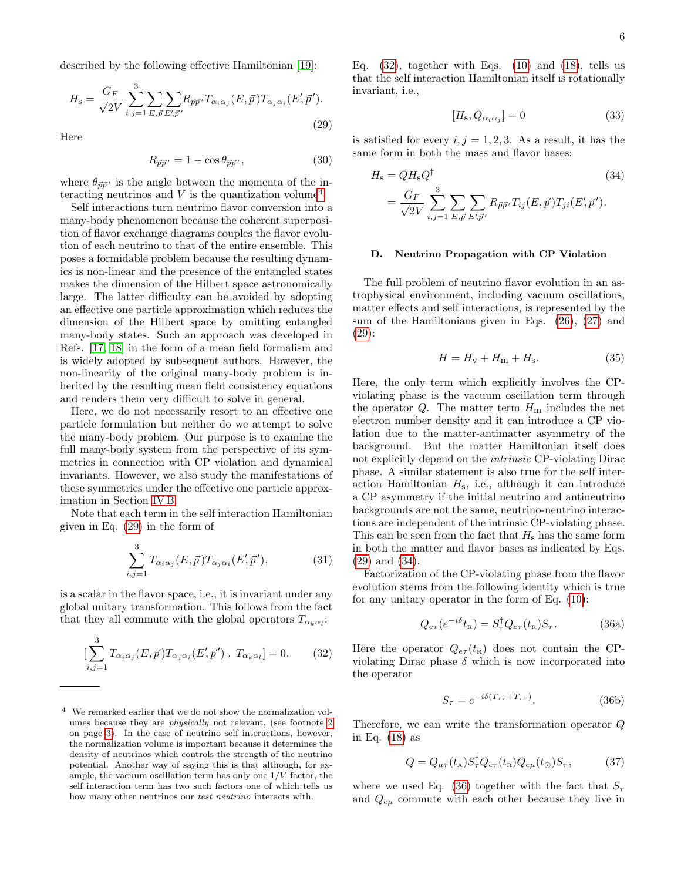described by the following effective Hamiltonian [19]:

$$H_{\rm s} = \frac{G_F}{\sqrt{2}V} \sum_{i,j=1}^{3} \sum_{E,\vec{p}} \sum_{E',\vec{p}'} R_{\vec{p}\vec{p}'} T_{\alpha_i\alpha_j}(E,\vec{p}) T_{\alpha_j\alpha_i}(E',\vec{p}'). \tag{29}$$

Here

$$R_{\vec{p}\vec{p}'} = 1 - \cos\theta_{\vec{p}\vec{p}'}, \tag{30}$$

where $\theta_{\vec{p}\vec{p}'}$ is the angle between the momenta of the interacting neutrinos and $V$ is the quantization volume[4].

Self interactions turn neutrino flavor conversion into a many-body phenomenon because the coherent superposition of flavor exchange diagrams couples the flavor evolution of each neutrino to that of the entire ensemble. This poses a formidable problem because the resulting dynamics is non-linear and the presence of the entangled states makes the dimension of the Hilbert space astronomically large. The latter difficulty can be avoided by adopting an effective one particle approximation which reduces the dimension of the Hilbert space by omitting entangled many-body states. Such an approach was developed in Refs. [17, 18] in the form of a mean field formalism and is widely adopted by subsequent authors. However, the non-linearity of the original many-body problem is inherited by the resulting mean field consistency equations and renders them very difficult to solve in general.

Here, we do not necessarily resort to an effective one particle formulation but neither do we attempt to solve the many-body problem. Our purpose is to examine the full many-body system from the perspective of its symmetries in connection with CP violation and dynamical invariants. However, we also study the manifestations of these symmetries under the effective one particle approximation in Section IV B.

Note that each term in the self interaction Hamiltonian given in Eq. (29) in the form of

$$\sum_{i,j=1}^{3} T_{\alpha_i\alpha_j}(E,\vec{p}) T_{\alpha_j\alpha_i}(E',\vec{p}'), \tag{31}$$

is a scalar in the flavor space, i.e., it is invariant under any global unitary transformation. This follows from the fact that they all commute with the global operators $T_{\alpha_k\alpha_l}$:

$$\Big[\sum_{i,j=1}^{3} T_{\alpha_i\alpha_j}(E,\vec{p}) T_{\alpha_j\alpha_i}(E',\vec{p}')\ ,\ T_{\alpha_k\alpha_l}\Big] = 0. \tag{32}$$

Eq. (32), together with Eqs. (10) and (18), tells us that the self interaction Hamiltonian itself is rotationally invariant, i.e.,

$$[H_{\rm s}, Q_{\alpha_i\alpha_j}] = 0 \tag{33}$$

is satisfied for every $i,j = 1,2,3$. As a result, it has the same form in both the mass and flavor bases:

$$\begin{aligned} H_{\rm s} &= Q H_{\rm s} Q^\dagger \\ &= \frac{G_F}{\sqrt{2}V} \sum_{i,j=1}^{3} \sum_{E,\vec{p}} \sum_{E',\vec{p}'} R_{\vec{p}\vec{p}'} T_{ij}(E,\vec{p}) T_{ji}(E',\vec{p}'). \end{aligned} \tag{34}$$

### D. Neutrino Propagation with CP Violation

The full problem of neutrino flavor evolution in an astrophysical environment, including vacuum oscillations, matter effects and self interactions, is represented by the sum of the Hamiltonians given in Eqs. (26), (27) and (29):

$$H = H_{\rm v} + H_{\rm m} + H_{\rm s}. \tag{35}$$

Here, the only term which explicitly involves the CP-violating phase is the vacuum oscillation term through the operator $Q$. The matter term $H_{\rm m}$ includes the net electron number density and it can introduce a CP violation due to the matter-antimatter asymmetry of the background. But the matter Hamiltonian itself does not explicitly depend on the *intrinsic* CP-violating Dirac phase. A similar statement is also true for the self interaction Hamiltonian $H_{\rm s}$, i.e., although it can introduce a CP asymmetry if the initial neutrino and antineutrino backgrounds are not the same, neutrino-neutrino interactions are independent of the intrinsic CP-violating phase. This can be seen from the fact that $H_{\rm s}$ has the same form in both the matter and flavor bases as indicated by Eqs. (29) and (34).

Factorization of the CP-violating phase from the flavor evolution stems from the following identity which is true for any unitary operator in the form of Eq. (10):

$$Q_{e\tau}(e^{-i\delta} t_{\rm R}) = S_\tau^\dagger Q_{e\tau}(t_{\rm R}) S_\tau. \tag{36a}$$

Here the operator $Q_{e\tau}(t_{\rm R})$ does not contain the CP-violating Dirac phase $\delta$ which is now incorporated into the operator

$$S_\tau = e^{-i\delta(T_{\tau\tau} + \bar{T}_{\tau\tau})}. \tag{36b}$$

Therefore, we can write the transformation operator $Q$ in Eq. (18) as

$$Q = Q_{\mu\tau}(t_{\rm A}) S_\tau^\dagger Q_{e\tau}(t_{\rm R}) Q_{e\mu}(t_\odot) S_\tau, \tag{37}$$

where we used Eq. (36) together with the fact that $S_\tau$ and $Q_{e\mu}$ commute with each other because they live in

---

[4] We remarked earlier that we do not show the normalization volumes because they are *physically* not relevant, (see footnote 2 on page 3). In the case of neutrino self interactions, however, the normalization volume is important because it determines the density of neutrinos which controls the strength of the neutrino potential. Another way of saying this is that although, for example, the vacuum oscillation term has only one $1/V$ factor, the self interaction term has two such factors one of which tells us how many other neutrinos our *test neutrino* interacts with.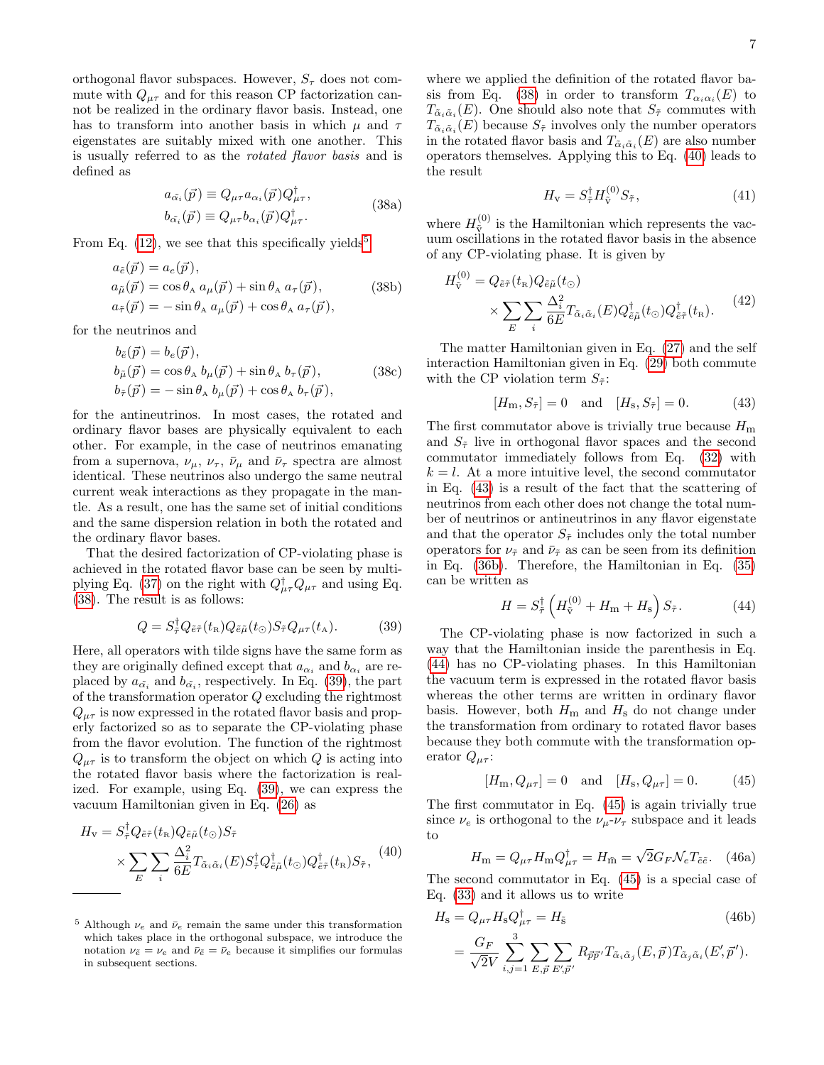orthogonal flavor subspaces. However, $S_{\tau}$ does not commute with $Q_{\mu\tau}$ and for this reason CP factorization cannot be realized in the ordinary flavor basis. Instead, one has to transform into another basis in which $\mu$ and $\tau$ eigenstates are suitably mixed with one another. This is usually referred to as the *rotated flavor basis* and is defined as

$$
\begin{aligned}
a_{\tilde{\alpha}_i}(\vec{p}) &\equiv Q_{\mu\tau} a_{\alpha_i}(\vec{p}) Q^{\dagger}_{\mu\tau}, \\
b_{\tilde{\alpha}_i}(\vec{p}) &\equiv Q_{\mu\tau} b_{\alpha_i}(\vec{p}) Q^{\dagger}_{\mu\tau}.
\end{aligned}
\tag{38a}
$$

From Eq. (12), we see that this specifically yields[5]

$$
\begin{aligned}
a_{\tilde{e}}(\vec{p}) &= a_e(\vec{p}), \\
a_{\tilde{\mu}}(\vec{p}) &= \cos\theta_{\rm A}\, a_{\mu}(\vec{p}) + \sin\theta_{\rm A}\, a_{\tau}(\vec{p}), \\
a_{\tilde{\tau}}(\vec{p}) &= -\sin\theta_{\rm A}\, a_{\mu}(\vec{p}) + \cos\theta_{\rm A}\, a_{\tau}(\vec{p}),
\end{aligned}
\tag{38b}
$$

for the neutrinos and

$$
\begin{aligned}
b_{\tilde{e}}(\vec{p}) &= b_e(\vec{p}), \\
b_{\tilde{\mu}}(\vec{p}) &= \cos\theta_{\rm A}\, b_{\mu}(\vec{p}) + \sin\theta_{\rm A}\, b_{\tau}(\vec{p}), \\
b_{\tilde{\tau}}(\vec{p}) &= -\sin\theta_{\rm A}\, b_{\mu}(\vec{p}) + \cos\theta_{\rm A}\, b_{\tau}(\vec{p}),
\end{aligned}
\tag{38c}
$$

for the antineutrinos. In most cases, the rotated and ordinary flavor bases are physically equivalent to each other. For example, in the case of neutrinos emanating from a supernova, $\nu_{\mu}$, $\nu_{\tau}$, $\bar{\nu}_{\mu}$ and $\bar{\nu}_{\tau}$ spectra are almost identical. These neutrinos also undergo the same neutral current weak interactions as they propagate in the mantle. As a result, one has the same set of initial conditions and the same dispersion relation in both the rotated and the ordinary flavor bases.

That the desired factorization of CP-violating phase is achieved in the rotated flavor base can be seen by multiplying Eq. (37) on the right with $Q^{\dagger}_{\mu\tau} Q_{\mu\tau}$ and using Eq. (38). The result is as follows:

$$
Q = S^{\dagger}_{\tilde{\tau}} Q_{\tilde{e}\tilde{\tau}}(t_{\rm R}) Q_{\tilde{e}\tilde{\mu}}(t_{\odot}) S_{\tilde{\tau}} Q_{\mu\tau}(t_{\rm A}). \tag{39}
$$

Here, all operators with tilde signs have the same form as they are originally defined except that $a_{\alpha_i}$ and $b_{\alpha_i}$ are replaced by $a_{\tilde{\alpha}_i}$ and $b_{\tilde{\alpha}_i}$, respectively. In Eq. (39), the part of the transformation operator $Q$ excluding the rightmost $Q_{\mu\tau}$ is now expressed in the rotated flavor basis and properly factorized so as to separate the CP-violating phase from the flavor evolution. The function of the rightmost $Q_{\mu\tau}$ is to transform the object on which $Q$ is acting into the rotated flavor basis where the factorization is realized. For example, using Eq. (39), we can express the vacuum Hamiltonian given in Eq. (26) as

$$
\begin{aligned}
H_{\rm v} = {}& S^{\dagger}_{\tilde{\tau}} Q_{\tilde{e}\tilde{\tau}}(t_{\rm R}) Q_{\tilde{e}\tilde{\mu}}(t_{\odot}) S_{\tilde{\tau}} \\
&\times \sum_{E} \sum_{i} \frac{\Delta_i^2}{6E} T_{\alpha_i\alpha_i}(E) S^{\dagger}_{\tilde{\tau}} Q^{\dagger}_{\tilde{e}\tilde{\mu}}(t_{\odot}) Q^{\dagger}_{\tilde{e}\tilde{\tau}}(t_{\rm R}) S_{\tilde{\tau}},
\end{aligned}
\tag{40}
$$

where we applied the definition of the rotated flavor basis from Eq. (38) in order to transform $T_{\alpha_i\alpha_i}(E)$ to $T_{\tilde{\alpha}_i\tilde{\alpha}_i}(E)$. One should also note that $S_{\tilde{\tau}}$ commutes with $T_{\tilde{\alpha}_i\tilde{\alpha}_i}(E)$ because $S_{\tilde{\tau}}$ involves only the number operators in the rotated flavor basis and $T_{\tilde{\alpha}_i\tilde{\alpha}_i}(E)$ are also number operators themselves. Applying this to Eq. (40) leads to the result

$$
H_{\rm v} = S^{\dagger}_{\tilde{\tau}} H^{(0)}_{\tilde{\rm v}} S_{\tilde{\tau}}, \tag{41}
$$

where $H^{(0)}_{\tilde{\rm v}}$ is the Hamiltonian which represents the vacuum oscillations in the rotated flavor basis in the absence of any CP-violating phase. It is given by

$$
\begin{aligned}
H^{(0)}_{\tilde{\rm v}} = {}& Q_{\tilde{e}\tilde{\tau}}(t_{\rm R}) Q_{\tilde{e}\tilde{\mu}}(t_{\odot}) \\
&\times \sum_{E} \sum_{i} \frac{\Delta_i^2}{6E} T_{\tilde{\alpha}_i\tilde{\alpha}_i}(E) Q^{\dagger}_{\tilde{e}\tilde{\mu}}(t_{\odot}) Q^{\dagger}_{\tilde{e}\tilde{\tau}}(t_{\rm R}).
\end{aligned}
\tag{42}
$$

The matter Hamiltonian given in Eq. (27) and the self interaction Hamiltonian given in Eq. (29) both commute with the CP violation term $S_{\tilde{\tau}}$:

$$
[H_{\rm m}, S_{\tilde{\tau}}] = 0 \quad \text{and} \quad [H_{\rm s}, S_{\tilde{\tau}}] = 0. \tag{43}
$$

The first commutator above is trivially true because $H_{\rm m}$ and $S_{\tilde{\tau}}$ live in orthogonal flavor spaces and the second commutator immediately follows from Eq. (32) with $k = l$. At a more intuitive level, the second commutator in Eq. (43) is a result of the fact that the scattering of neutrinos from each other does not change the total number of neutrinos or antineutrinos in any flavor eigenstate and that the operator $S_{\tilde{\tau}}$ includes only the total number operators for $\nu_{\tilde{\tau}}$ and $\bar{\nu}_{\tilde{\tau}}$ as can be seen from its definition in Eq. (36b). Therefore, the Hamiltonian in Eq. (35) can be written as

$$
H = S^{\dagger}_{\tilde{\tau}} \left( H^{(0)}_{\tilde{\rm v}} + H_{\rm m} + H_{\rm s} \right) S_{\tilde{\tau}}. \tag{44}
$$

The CP-violating phase is now factorized in such a way that the Hamiltonian inside the parenthesis in Eq. (44) has no CP-violating phases. In this Hamiltonian the vacuum term is expressed in the rotated flavor basis whereas the other terms are written in ordinary flavor basis. However, both $H_{\rm m}$ and $H_{\rm s}$ do not change under the transformation from ordinary to rotated flavor bases because they both commute with the transformation operator $Q_{\mu\tau}$:

$$
[H_{\rm m}, Q_{\mu\tau}] = 0 \quad \text{and} \quad [H_{\rm s}, Q_{\mu\tau}] = 0. \tag{45}
$$

The first commutator in Eq. (45) is again trivially true since $\nu_e$ is orthogonal to the $\nu_{\mu}$-$\nu_{\tau}$ subspace and it leads to

$$
H_{\rm m} = Q_{\mu\tau} H_{\rm m} Q^{\dagger}_{\mu\tau} = H_{\tilde{\rm m}} = \sqrt{2} G_F \mathcal{N}_e T_{\tilde{e}\tilde{e}}. \tag{46a}
$$

The second commutator in Eq. (45) is a special case of Eq. (33) and it allows us to write

$$
\begin{aligned}
H_{\rm s} &= Q_{\mu\tau} H_{\rm s} Q^{\dagger}_{\mu\tau} = H_{\tilde{\rm s}} \\
&= \frac{G_F}{\sqrt{2}V} \sum_{i,j=1}^{3} \sum_{E,\vec{p}} \sum_{E',\vec{p}'} R_{\vec{p}\vec{p}'} T_{\tilde{\alpha}_i\tilde{\alpha}_j}(E,\vec{p}) T_{\tilde{\alpha}_j\tilde{\alpha}_i}(E',\vec{p}').
\end{aligned}
\tag{46b}
$$

---

[5] Although $\nu_e$ and $\bar{\nu}_e$ remain the same under this transformation which takes place in the orthogonal subspace, we introduce the notation $\nu_{\tilde{e}} = \nu_e$ and $\bar{\nu}_{\tilde{e}} = \bar{\nu}_e$ because it simplifies our formulas in subsequent sections.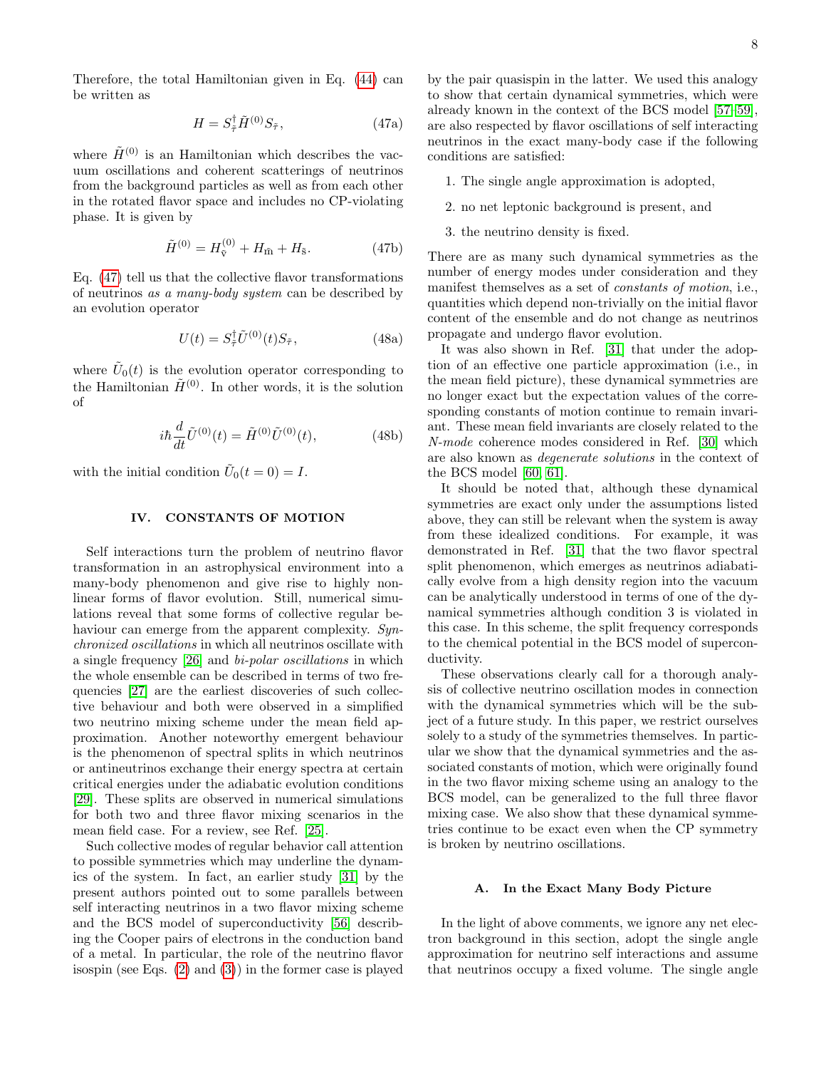Therefore, the total Hamiltonian given in Eq. (44) can be written as

$$H = S_{\tilde{\tau}}^{\dagger} \tilde{H}^{(0)} S_{\tilde{\tau}}, \tag{47a}$$

where $\tilde{H}^{(0)}$ is an Hamiltonian which describes the vacuum oscillations and coherent scatterings of neutrinos from the background particles as well as from each other in the rotated flavor space and includes no CP-violating phase. It is given by

$$\tilde{H}^{(0)} = H_{\tilde{v}}^{(0)} + H_{\tilde{m}} + H_{\tilde{s}}. \tag{47b}$$

Eq. (47) tell us that the collective flavor transformations of neutrinos *as a many-body system* can be described by an evolution operator

$$U(t) = S_{\tilde{\tau}}^{\dagger} \tilde{U}^{(0)}(t) S_{\tilde{\tau}}, \tag{48a}$$

where $\tilde{U}_0(t)$ is the evolution operator corresponding to the Hamiltonian $\tilde{H}^{(0)}$. In other words, it is the solution of

$$i\hbar \frac{d}{dt} \tilde{U}^{(0)}(t) = \tilde{H}^{(0)} \tilde{U}^{(0)}(t), \tag{48b}$$

with the initial condition $\tilde{U}_0(t=0) = I$.

## IV. CONSTANTS OF MOTION

Self interactions turn the problem of neutrino flavor transformation in an astrophysical environment into a many-body phenomenon and give rise to highly nonlinear forms of flavor evolution. Still, numerical simulations reveal that some forms of collective regular behaviour can emerge from the apparent complexity. *Synchronized oscillations* in which all neutrinos oscillate with a single frequency [26] and *bi-polar oscillations* in which the whole ensemble can be described in terms of two frequencies [27] are the earliest discoveries of such collective behaviour and both were observed in a simplified two neutrino mixing scheme under the mean field approximation. Another noteworthy emergent behaviour is the phenomenon of spectral splits in which neutrinos or antineutrinos exchange their energy spectra at certain critical energies under the adiabatic evolution conditions [29]. These splits are observed in numerical simulations for both two and three flavor mixing scenarios in the mean field case. For a review, see Ref. [25].

Such collective modes of regular behavior call attention to possible symmetries which may underline the dynamics of the system. In fact, an earlier study [31] by the present authors pointed out to some parallels between self interacting neutrinos in a two flavor mixing scheme and the BCS model of superconductivity [56] describing the Cooper pairs of electrons in the conduction band of a metal. In particular, the role of the neutrino flavor isospin (see Eqs. (2) and (3)) in the former case is played by the pair quasispin in the latter. We used this analogy to show that certain dynamical symmetries, which were already known in the context of the BCS model [57–59], are also respected by flavor oscillations of self interacting neutrinos in the exact many-body case if the following conditions are satisfied:

1. The single angle approximation is adopted,
2. no net leptonic background is present, and
3. the neutrino density is fixed.

There are as many such dynamical symmetries as the number of energy modes under consideration and they manifest themselves as a set of *constants of motion*, i.e., quantities which depend non-trivially on the initial flavor content of the ensemble and do not change as neutrinos propagate and undergo flavor evolution.

It was also shown in Ref. [31] that under the adoption of an effective one particle approximation (i.e., in the mean field picture), these dynamical symmetries are no longer exact but the expectation values of the corresponding constants of motion continue to remain invariant. These mean field invariants are closely related to the *N-mode* coherence modes considered in Ref. [30] which are also known as *degenerate solutions* in the context of the BCS model [60, 61].

It should be noted that, although these dynamical symmetries are exact only under the assumptions listed above, they can still be relevant when the system is away from these idealized conditions. For example, it was demonstrated in Ref. [31] that the two flavor spectral split phenomenon, which emerges as neutrinos adiabatically evolve from a high density region into the vacuum can be analytically understood in terms of one of the dynamical symmetries although condition 3 is violated in this case. In this scheme, the split frequency corresponds to the chemical potential in the BCS model of superconductivity.

These observations clearly call for a thorough analysis of collective neutrino oscillation modes in connection with the dynamical symmetries which will be the subject of a future study. In this paper, we restrict ourselves solely to a study of the symmetries themselves. In particular we show that the dynamical symmetries and the associated constants of motion, which were originally found in the two flavor mixing scheme using an analogy to the BCS model, can be generalized to the full three flavor mixing case. We also show that these dynamical symmetries continue to be exact even when the CP symmetry is broken by neutrino oscillations.

### A. In the Exact Many Body Picture

In the light of above comments, we ignore any net electron background in this section, adopt the single angle approximation for neutrino self interactions and assume that neutrinos occupy a fixed volume. The single angle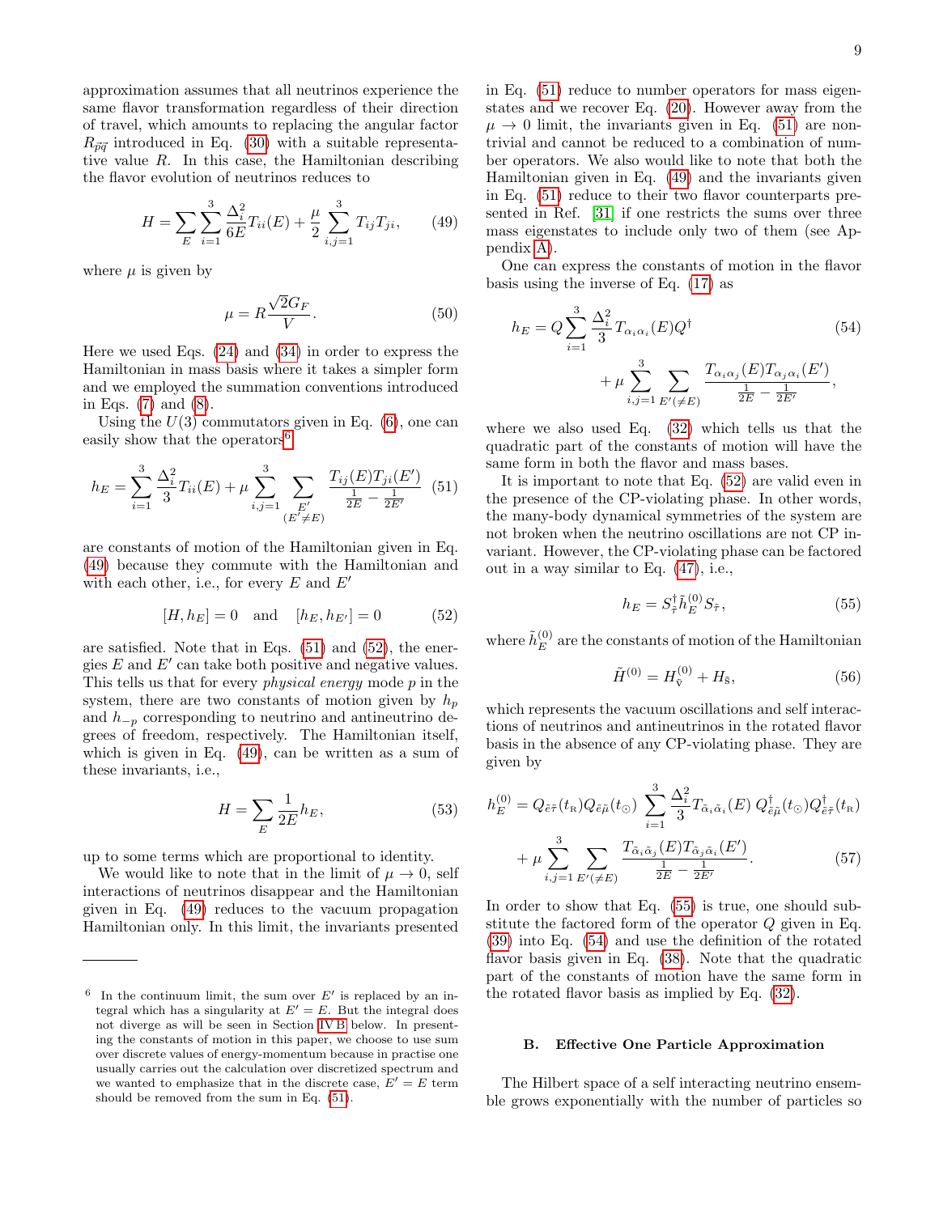approximation assumes that all neutrinos experience the same flavor transformation regardless of their direction of travel, which amounts to replacing the angular factor $R_{\vec{p}\vec{q}}$ introduced in Eq. (30) with a suitable representative value $R$. In this case, the Hamiltonian describing the flavor evolution of neutrinos reduces to

$$H = \sum_E \sum_{i=1}^{3} \frac{\Delta_i^2}{6E} T_{ii}(E) + \frac{\mu}{2} \sum_{i,j=1}^{3} T_{ij} T_{ji}, \tag{49}$$

where $\mu$ is given by

$$\mu = R \frac{\sqrt{2} G_F}{V}. \tag{50}$$

Here we used Eqs. (24) and (34) in order to express the Hamiltonian in mass basis where it takes a simpler form and we employed the summation conventions introduced in Eqs. (7) and (8).

Using the $U(3)$ commutators given in Eq. (6), one can easily show that the operators[6]

$$h_E = \sum_{i=1}^{3} \frac{\Delta_i^2}{3} T_{ii}(E) + \mu \sum_{i,j=1}^{3} \sum_{\substack{E' \\ (E' \neq E)}} \frac{T_{ij}(E) T_{ji}(E')}{\frac{1}{2E} - \frac{1}{2E'}} \tag{51}$$

are constants of motion of the Hamiltonian given in Eq. (49) because they commute with the Hamiltonian and with each other, i.e., for every $E$ and $E'$

$$[H, h_E] = 0 \quad \text{and} \quad [h_E, h_{E'}] = 0 \tag{52}$$

are satisfied. Note that in Eqs. (51) and (52), the energies $E$ and $E'$ can take both positive and negative values. This tells us that for every *physical energy* mode $p$ in the system, there are two constants of motion given by $h_p$ and $h_{-p}$ corresponding to neutrino and antineutrino degrees of freedom, respectively. The Hamiltonian itself, which is given in Eq. (49), can be written as a sum of these invariants, i.e.,

$$H = \sum_E \frac{1}{2E} h_E, \tag{53}$$

up to some terms which are proportional to identity.

We would like to note that in the limit of $\mu \to 0$, self interactions of neutrinos disappear and the Hamiltonian given in Eq. (49) reduces to the vacuum propagation Hamiltonian only. In this limit, the invariants presented in Eq. (51) reduce to number operators for mass eigenstates and we recover Eq. (20). However away from the $\mu \to 0$ limit, the invariants given in Eq. (51) are nontrivial and cannot be reduced to a combination of number operators. We also would like to note that both the Hamiltonian given in Eq. (49) and the invariants given in Eq. (51) reduce to their two flavor counterparts presented in Ref. [31] if one restricts the sums over three mass eigenstates to include only two of them (see Appendix A).

One can express the constants of motion in the flavor basis using the inverse of Eq. (17) as

$$\begin{aligned} h_E = Q \sum_{i=1}^{3} \frac{\Delta_i^2}{3} T_{\alpha_i \alpha_i}(E) Q^\dagger \\ + \mu \sum_{i,j=1}^{3} \sum_{E'(\neq E)} \frac{T_{\alpha_i \alpha_j}(E) T_{\alpha_j \alpha_i}(E')}{\frac{1}{2E} - \frac{1}{2E'}}, \end{aligned} \tag{54}$$

where we also used Eq. (32) which tells us that the quadratic part of the constants of motion will have the same form in both the flavor and mass bases.

It is important to note that Eq. (52) are valid even in the presence of the CP-violating phase. In other words, the many-body dynamical symmetries of the system are not broken when the neutrino oscillations are not CP invariant. However, the CP-violating phase can be factored out in a way similar to Eq. (47), i.e.,

$$h_E = S_{\tilde{\tau}}^\dagger \tilde{h}_E^{(0)} S_{\tilde{\tau}}, \tag{55}$$

where $\tilde{h}_E^{(0)}$ are the constants of motion of the Hamiltonian

$$\tilde{H}^{(0)} = H_{\tilde{\nu}}^{(0)} + H_{\tilde{s}}, \tag{56}$$

which represents the vacuum oscillations and self interactions of neutrinos and antineutrinos in the rotated flavor basis in the absence of any CP-violating phase. They are given by

$$\begin{aligned} h_E^{(0)} = Q_{\tilde{e}\tilde{\tau}}(t_{\text{R}}) Q_{\tilde{e}\tilde{\mu}}(t_\odot) \sum_{i=1}^{3} \frac{\Delta_i^2}{3} T_{\tilde{\alpha}_i \tilde{\alpha}_i}(E)\, Q_{\tilde{e}\tilde{\mu}}^\dagger(t_\odot) Q_{\tilde{e}\tilde{\tau}}^\dagger(t_{\text{R}}) \\ + \mu \sum_{i,j=1}^{3} \sum_{E'(\neq E)} \frac{T_{\tilde{\alpha}_i \tilde{\alpha}_j}(E) T_{\tilde{\alpha}_j \tilde{\alpha}_i}(E')}{\frac{1}{2E} - \frac{1}{2E'}}. \end{aligned} \tag{57}$$

In order to show that Eq. (55) is true, one should substitute the factored form of the operator $Q$ given in Eq. (39) into Eq. (54) and use the definition of the rotated flavor basis given in Eq. (38). Note that the quadratic part of the constants of motion have the same form in the rotated flavor basis as implied by Eq. (32).

### B. Effective One Particle Approximation

The Hilbert space of a self interacting neutrino ensemble grows exponentially with the number of particles so

---

[6] In the continuum limit, the sum over $E'$ is replaced by an integral which has a singularity at $E' = E$. But the integral does not diverge as will be seen in Section IV B below. In presenting the constants of motion in this paper, we choose to use sum over discrete values of energy-momentum because in practise one usually carries out the calculation over discretized spectrum and we wanted to emphasize that in the discrete case, $E' = E$ term should be removed from the sum in Eq. (51).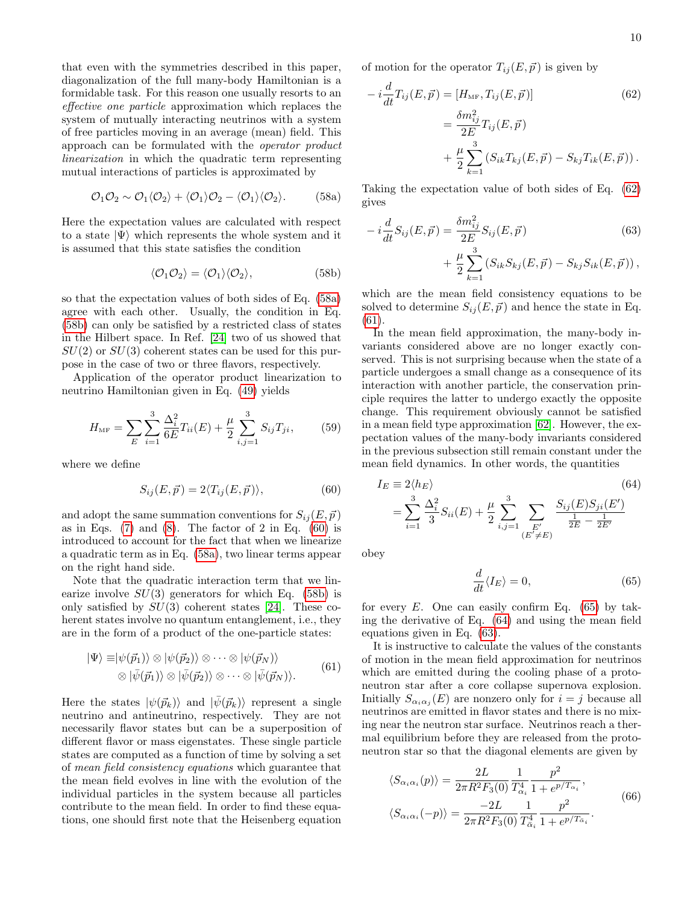that even with the symmetries described in this paper, diagonalization of the full many-body Hamiltonian is a formidable task. For this reason one usually resorts to an *effective one particle* approximation which replaces the system of mutually interacting neutrinos with a system of free particles moving in an average (mean) field. This approach can be formulated with the *operator product linearization* in which the quadratic term representing mutual interactions of particles is approximated by

$$\mathcal{O}_1\mathcal{O}_2 \sim \mathcal{O}_1\langle\mathcal{O}_2\rangle + \langle\mathcal{O}_1\rangle\mathcal{O}_2 - \langle\mathcal{O}_1\rangle\langle\mathcal{O}_2\rangle. \tag{58a}$$

Here the expectation values are calculated with respect to a state $|\Psi\rangle$ which represents the whole system and it is assumed that this state satisfies the condition

$$\langle\mathcal{O}_1\mathcal{O}_2\rangle = \langle\mathcal{O}_1\rangle\langle\mathcal{O}_2\rangle, \tag{58b}$$

so that the expectation values of both sides of Eq. (58a) agree with each other. Usually, the condition in Eq. (58b) can only be satisfied by a restricted class of states in the Hilbert space. In Ref. [24] two of us showed that $SU(2)$ or $SU(3)$ coherent states can be used for this purpose in the case of two or three flavors, respectively.

Application of the operator product linearization to neutrino Hamiltonian given in Eq. (49) yields

$$H_{\text{MF}} = \sum_E \sum_{i=1}^{3} \frac{\Delta_i^2}{6E} T_{ii}(E) + \frac{\mu}{2}\sum_{i,j=1}^{3} S_{ij}T_{ji}, \tag{59}$$

where we define

$$S_{ij}(E,\vec{p}) = 2\langle T_{ij}(E,\vec{p})\rangle, \tag{60}$$

and adopt the same summation conventions for $S_{ij}(E,\vec{p})$ as in Eqs. (7) and (8). The factor of 2 in Eq. (60) is introduced to account for the fact that when we linearize a quadratic term as in Eq. (58a), two linear terms appear on the right hand side.

Note that the quadratic interaction term that we linearize involve $SU(3)$ generators for which Eq. (58b) is only satisfied by $SU(3)$ coherent states [24]. These coherent states involve no quantum entanglement, i.e., they are in the form of a product of the one-particle states:

$$\begin{aligned}|\Psi\rangle \equiv& |\psi(\vec{p}_1)\rangle \otimes |\psi(\vec{p}_2)\rangle \otimes \cdots \otimes |\psi(\vec{p}_N)\rangle \\ &\otimes |\bar{\psi}(\vec{p}_1)\rangle \otimes |\bar{\psi}(\vec{p}_2)\rangle \otimes \cdots \otimes |\bar{\psi}(\vec{p}_N)\rangle.\end{aligned} \tag{61}$$

Here the states $|\psi(\vec{p}_k)\rangle$ and $|\bar{\psi}(\vec{p}_k)\rangle$ represent a single neutrino and antineutrino, respectively. They are not necessarily flavor states but can be a superposition of different flavor or mass eigenstates. These single particle states are computed as a function of time by solving a set of *mean field consistency equations* which guarantee that the mean field evolves in line with the evolution of the individual particles in the system because all particles contribute to the mean field. In order to find these equations, one should first note that the Heisenberg equation of motion for the operator $T_{ij}(E,\vec{p})$ is given by

$$\begin{aligned}-i\frac{d}{dt}T_{ij}(E,\vec{p}) &= [H_{\text{MF}}, T_{ij}(E,\vec{p})] \\ &= \frac{\delta m_{ij}^2}{2E}T_{ij}(E,\vec{p}) \\ &+ \frac{\mu}{2}\sum_{k=1}^{3}\left(S_{ik}T_{kj}(E,\vec{p}) - S_{kj}T_{ik}(E,\vec{p})\right).\end{aligned} \tag{62}$$

Taking the expectation value of both sides of Eq. (62) gives

$$\begin{aligned}-i\frac{d}{dt}S_{ij}(E,\vec{p}) &= \frac{\delta m_{ij}^2}{2E}S_{ij}(E,\vec{p}) \\ &+ \frac{\mu}{2}\sum_{k=1}^{3}\left(S_{ik}S_{kj}(E,\vec{p}) - S_{kj}S_{ik}(E,\vec{p})\right),\end{aligned} \tag{63}$$

which are the mean field consistency equations to be solved to determine $S_{ij}(E,\vec{p})$ and hence the state in Eq. (61).

In the mean field approximation, the many-body invariants considered above are no longer exactly conserved. This is not surprising because when the state of a particle undergoes a small change as a consequence of its interaction with another particle, the conservation principle requires the latter to undergo exactly the opposite change. This requirement obviously cannot be satisfied in a mean field type approximation [62]. However, the expectation values of the many-body invariants considered in the previous subsection still remain constant under the mean field dynamics. In other words, the quantities

$$\begin{aligned}I_E &\equiv 2\langle h_E\rangle \\ &= \sum_{i=1}^{3}\frac{\Delta_i^2}{3}S_{ii}(E) + \frac{\mu}{2}\sum_{i,j=1}^{3}\sum_{\substack{E'\\(E'\neq E)}}\frac{S_{ij}(E)S_{ji}(E')}{\frac{1}{2E}-\frac{1}{2E'}}\end{aligned} \tag{64}$$

obey

$$\frac{d}{dt}\langle I_E\rangle = 0, \tag{65}$$

for every $E$. One can easily confirm Eq. (65) by taking the derivative of Eq. (64) and using the mean field equations given in Eq. (63).

It is instructive to calculate the values of the constants of motion in the mean field approximation for neutrinos which are emitted during the cooling phase of a protoneutron star after a core collapse supernova explosion. Initially $S_{\alpha_i\alpha_j}(E)$ are nonzero only for $i=j$ because all neutrinos are emitted in flavor states and there is no mixing near the neutron star surface. Neutrinos reach a thermal equilibrium before they are released from the protoneutron star so that the diagonal elements are given by

$$\begin{aligned}\langle S_{\alpha_i\alpha_i}(p)\rangle &= \frac{2L}{2\pi R^2 F_3(0)}\frac{1}{T_{\alpha_i}^4}\frac{p^2}{1+e^{p/T_{\alpha_i}}}, \\ \langle S_{\alpha_i\alpha_i}(-p)\rangle &= \frac{-2L}{2\pi R^2 F_3(0)}\frac{1}{T_{\bar{\alpha}_i}^4}\frac{p^2}{1+e^{p/T_{\bar{\alpha}_i}}}.\end{aligned} \tag{66}$$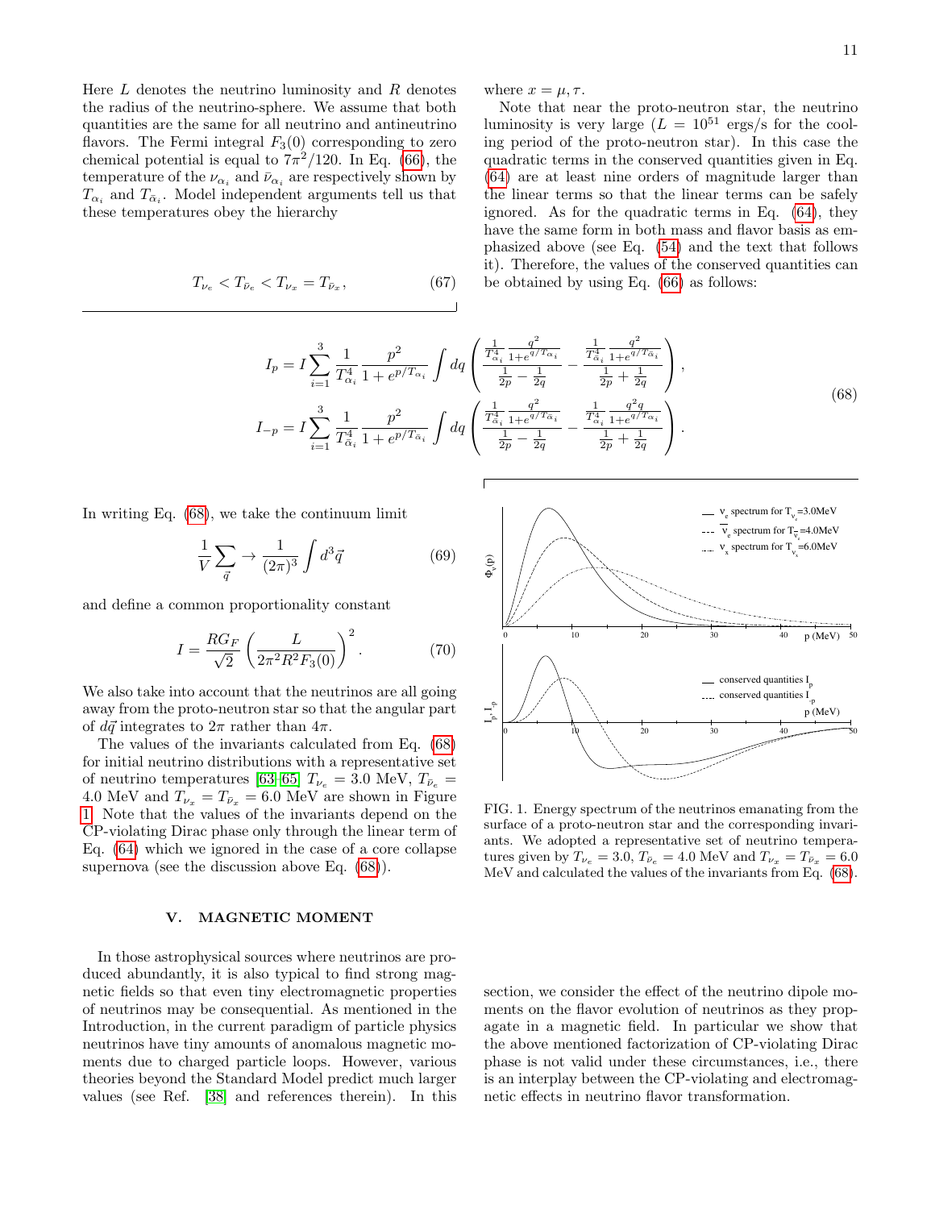Here $L$ denotes the neutrino luminosity and $R$ denotes the radius of the neutrino-sphere. We assume that both quantities are the same for all neutrino and antineutrino flavors. The Fermi integral $F_3(0)$ corresponding to zero chemical potential is equal to $7\pi^2/120$. In Eq. (66), the temperature of the $\nu_{\alpha_i}$ and $\bar{\nu}_{\alpha_i}$ are respectively shown by $T_{\alpha_i}$ and $T_{\bar{\alpha}_i}$. Model independent arguments tell us that these temperatures obey the hierarchy

$$T_{\nu_e} < T_{\bar{\nu}_e} < T_{\nu_x} = T_{\bar{\nu}_x}, \tag{67}$$

where $x = \mu, \tau$.

Note that near the proto-neutron star, the neutrino luminosity is very large ($L = 10^{51}$ ergs/s for the cooling period of the proto-neutron star). In this case the quadratic terms in the conserved quantities given in Eq. (64) are at least nine orders of magnitude larger than the linear terms so that the linear terms can be safely ignored. As for the quadratic terms in Eq. (64), they have the same form in both mass and flavor basis as emphasized above (see Eq. (54) and the text that follows it). Therefore, the values of the conserved quantities can be obtained by using Eq. (66) as follows:

$$\begin{aligned}
I_p &= I \sum_{i=1}^{3} \frac{1}{T_{\alpha_i}^4} \frac{p^2}{1+e^{p/T_{\alpha_i}}} \int dq \left( \frac{\frac{1}{T_{\alpha_i}^4}\frac{q^2}{1+e^{q/T_{\alpha_i}}}}{\frac{1}{2p}-\frac{1}{2q}} - \frac{\frac{1}{T_{\bar{\alpha}_i}^4}\frac{q^2}{1+e^{q/T_{\bar{\alpha}_i}}}}{\frac{1}{2p}+\frac{1}{2q}} \right), \\
I_{-p} &= I \sum_{i=1}^{3} \frac{1}{T_{\bar{\alpha}_i}^4} \frac{p^2}{1+e^{p/T_{\bar{\alpha}_i}}} \int dq \left( \frac{\frac{1}{T_{\bar{\alpha}_i}^4}\frac{q^2}{1+e^{q/T_{\alpha_i}}}}{\frac{1}{2p}-\frac{1}{2q}} - \frac{\frac{1}{T_{\alpha_i}^4}\frac{q^2 q}{1+e^{q/T_{\alpha_i}}}}{\frac{1}{2p}+\frac{1}{2q}} \right).
\end{aligned} \tag{68}$$

In writing Eq. (68), we take the continuum limit

$$\frac{1}{V}\sum_{\vec{q}} \to \frac{1}{(2\pi)^3}\int d^3\vec{q} \tag{69}$$

and define a common proportionality constant

$$I = \frac{RG_F}{\sqrt{2}} \left( \frac{L}{2\pi^2 R^2 F_3(0)} \right)^2. \tag{70}$$

We also take into account that the neutrinos are all going away from the proto-neutron star so that the angular part of $d\vec{q}$ integrates to $2\pi$ rather than $4\pi$.

The values of the invariants calculated from Eq. (68) for initial neutrino distributions with a representative set of neutrino temperatures [63–65] $T_{\nu_e} = 3.0$ MeV, $T_{\bar{\nu}_e} = 4.0$ MeV and $T_{\nu_x} = T_{\bar{\nu}_x} = 6.0$ MeV are shown in Figure 1. Note that the values of the invariants depend on the CP-violating Dirac phase only through the linear term of Eq. (64) which we ignored in the case of a core collapse supernova (see the discussion above Eq. (68)).

FIG. 1. Energy spectrum of the neutrinos emanating from the surface of a proto-neutron star and the corresponding invariants. We adopted a representative set of neutrino temperatures given by $T_{\nu_e} = 3.0$, $T_{\bar{\nu}_e} = 4.0$ MeV and $T_{\nu_x} = T_{\bar{\nu}_x} = 6.0$ MeV and calculated the values of the invariants from Eq. (68).

## V. MAGNETIC MOMENT

In those astrophysical sources where neutrinos are produced abundantly, it is also typical to find strong magnetic fields so that even tiny electromagnetic properties of neutrinos may be consequential. As mentioned in the Introduction, in the current paradigm of particle physics neutrinos have tiny amounts of anomalous magnetic moments due to charged particle loops. However, various theories beyond the Standard Model predict much larger values (see Ref. [38] and references therein). In this section, we consider the effect of the neutrino dipole moments on the flavor evolution of neutrinos as they propagate in a magnetic field. In particular we show that the above mentioned factorization of CP-violating Dirac phase is not valid under these circumstances, i.e., there is an interplay between the CP-violating and electromagnetic effects in neutrino flavor transformation.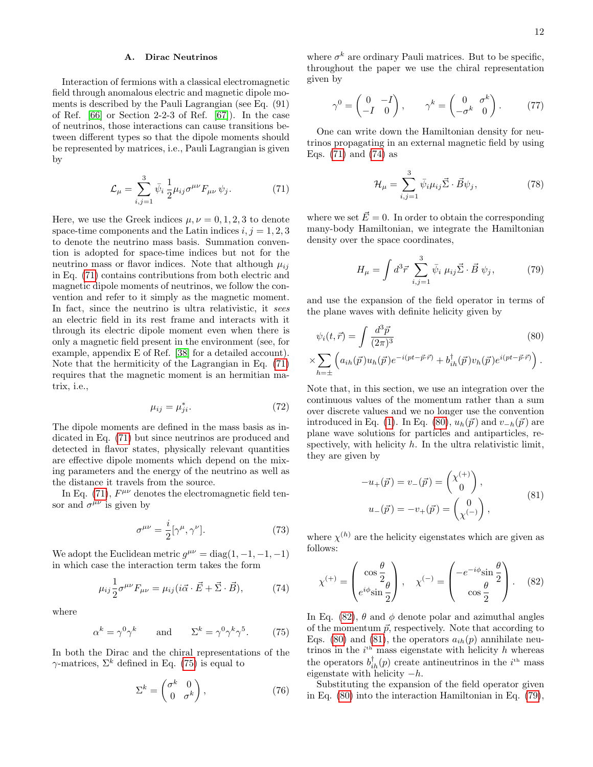### A. Dirac Neutrinos

Interaction of fermions with a classical electromagnetic field through anomalous electric and magnetic dipole moments is described by the Pauli Lagrangian (see Eq. (91) of Ref. [66] or Section 2-2-3 of Ref. [67]). In the case of neutrinos, those interactions can cause transitions between different types so that the dipole moments should be represented by matrices, i.e., Pauli Lagrangian is given by

$$\mathcal{L}_\mu = \sum_{i,j=1}^{3} \bar{\psi}_i \, \frac{1}{2} \mu_{ij} \sigma^{\mu\nu} F_{\mu\nu} \, \psi_j. \tag{71}$$

Here, we use the Greek indices $\mu, \nu = 0, 1, 2, 3$ to denote space-time components and the Latin indices $i, j = 1, 2, 3$ to denote the neutrino mass basis. Summation convention is adopted for space-time indices but not for the neutrino mass or flavor indices. Note that although $\mu_{ij}$ in Eq. (71) contains contributions from both electric and magnetic dipole moments of neutrinos, we follow the convention and refer to it simply as the magnetic moment. In fact, since the neutrino is ultra relativistic, it *sees* an electric field in its rest frame and interacts with it through its electric dipole moment even when there is only a magnetic field present in the environment (see, for example, appendix E of Ref. [38] for a detailed account). Note that the hermiticity of the Lagrangian in Eq. (71) requires that the magnetic moment is an hermitian matrix, i.e.,

$$\mu_{ij} = \mu_{ji}^*. \tag{72}$$

The dipole moments are defined in the mass basis as indicated in Eq. (71) but since neutrinos are produced and detected in flavor states, physically relevant quantities are effective dipole moments which depend on the mixing parameters and the energy of the neutrino as well as the distance it travels from the source.

In Eq. (71), $F^{\mu\nu}$ denotes the electromagnetic field tensor and $\sigma^{\mu\nu}$ is given by

$$\sigma^{\mu\nu} = \frac{i}{2}[\gamma^\mu, \gamma^\nu]. \tag{73}$$

We adopt the Euclidean metric $g^{\mu\nu} = \text{diag}(1, -1, -1, -1)$ in which case the interaction term takes the form

$$\mu_{ij} \frac{1}{2} \sigma^{\mu\nu} F_{\mu\nu} = \mu_{ij}(i\vec{\alpha} \cdot \vec{E} + \vec{\Sigma} \cdot \vec{B}), \tag{74}$$

where

$$\alpha^k = \gamma^0 \gamma^k \qquad \text{and} \qquad \Sigma^k = \gamma^0 \gamma^k \gamma^5. \tag{75}$$

In both the Dirac and the chiral representations of the $\gamma$-matrices, $\Sigma^k$ defined in Eq. (75) is equal to

$$\Sigma^k = \begin{pmatrix} \sigma^k & 0 \\ 0 & \sigma^k \end{pmatrix}, \tag{76}$$

where $\sigma^k$ are ordinary Pauli matrices. But to be specific, throughout the paper we use the chiral representation given by

$$\gamma^0 = \begin{pmatrix} 0 & -I \\ -I & 0 \end{pmatrix}, \qquad \gamma^k = \begin{pmatrix} 0 & \sigma^k \\ -\sigma^k & 0 \end{pmatrix}. \tag{77}$$

One can write down the Hamiltonian density for neutrinos propagating in an external magnetic field by using Eqs. (71) and (74) as

$$\mathcal{H}_\mu = \sum_{i,j=1}^{3} \bar{\psi}_i \mu_{ij} \vec{\Sigma} \cdot \vec{B} \psi_j, \tag{78}$$

where we set $\vec{E} = 0$. In order to obtain the corresponding many-body Hamiltonian, we integrate the Hamiltonian density over the space coordinates,

$$H_\mu = \int d^3\vec{r} \sum_{i,j=1}^{3} \bar{\psi}_i \, \mu_{ij} \vec{\Sigma} \cdot \vec{B} \, \psi_j, \tag{79}$$

and use the expansion of the field operator in terms of the plane waves with definite helicity given by

$$\psi_i(t, \vec{r}) = \int \frac{d^3\vec{p}}{(2\pi)^3} \times \sum_{h=\pm} \left( a_{ih}(\vec{p}) u_h(\vec{p}) e^{-i(pt - \vec{p}\cdot\vec{r})} + b_{ih}^\dagger(\vec{p}) v_h(\vec{p}) e^{i(pt - \vec{p}\cdot\vec{r})} \right). \tag{80}$$

Note that, in this section, we use an integration over the continuous values of the momentum rather than a sum over discrete values and we no longer use the convention introduced in Eq. (1). In Eq. (80), $u_h(\vec{p})$ and $v_{-h}(\vec{p})$ are plane wave solutions for particles and antiparticles, respectively, with helicity $h$. In the ultra relativistic limit, they are given by

$$\begin{aligned} -u_+(\vec{p}) = v_-(\vec{p}) &= \begin{pmatrix} \chi^{(+)} \\ 0 \end{pmatrix}, \\ u_-(\vec{p}) = -v_+(\vec{p}) &= \begin{pmatrix} 0 \\ \chi^{(-)} \end{pmatrix}, \end{aligned} \tag{81}$$

where $\chi^{(h)}$ are the helicity eigenstates which are given as follows:

$$\chi^{(+)} = \begin{pmatrix} \cos\dfrac{\theta}{2} \\ e^{i\phi}\sin\dfrac{\theta}{2} \end{pmatrix}, \quad \chi^{(-)} = \begin{pmatrix} -e^{-i\phi}\sin\dfrac{\theta}{2} \\ \cos\dfrac{\theta}{2} \end{pmatrix}. \tag{82}$$

In Eq. (82), $\theta$ and $\phi$ denote polar and azimuthal angles of the momentum $\vec{p}$, respectively. Note that according to Eqs. (80) and (81), the operators $a_{ih}(p)$ annihilate neutrinos in the $i^{\text{th}}$ mass eigenstate with helicity $h$ whereas the operators $b_{ih}^\dagger(p)$ create antineutrinos in the $i^{\text{th}}$ mass eigenstate with helicity $-h$.

Substituting the expansion of the field operator given in Eq. (80) into the interaction Hamiltonian in Eq. (79),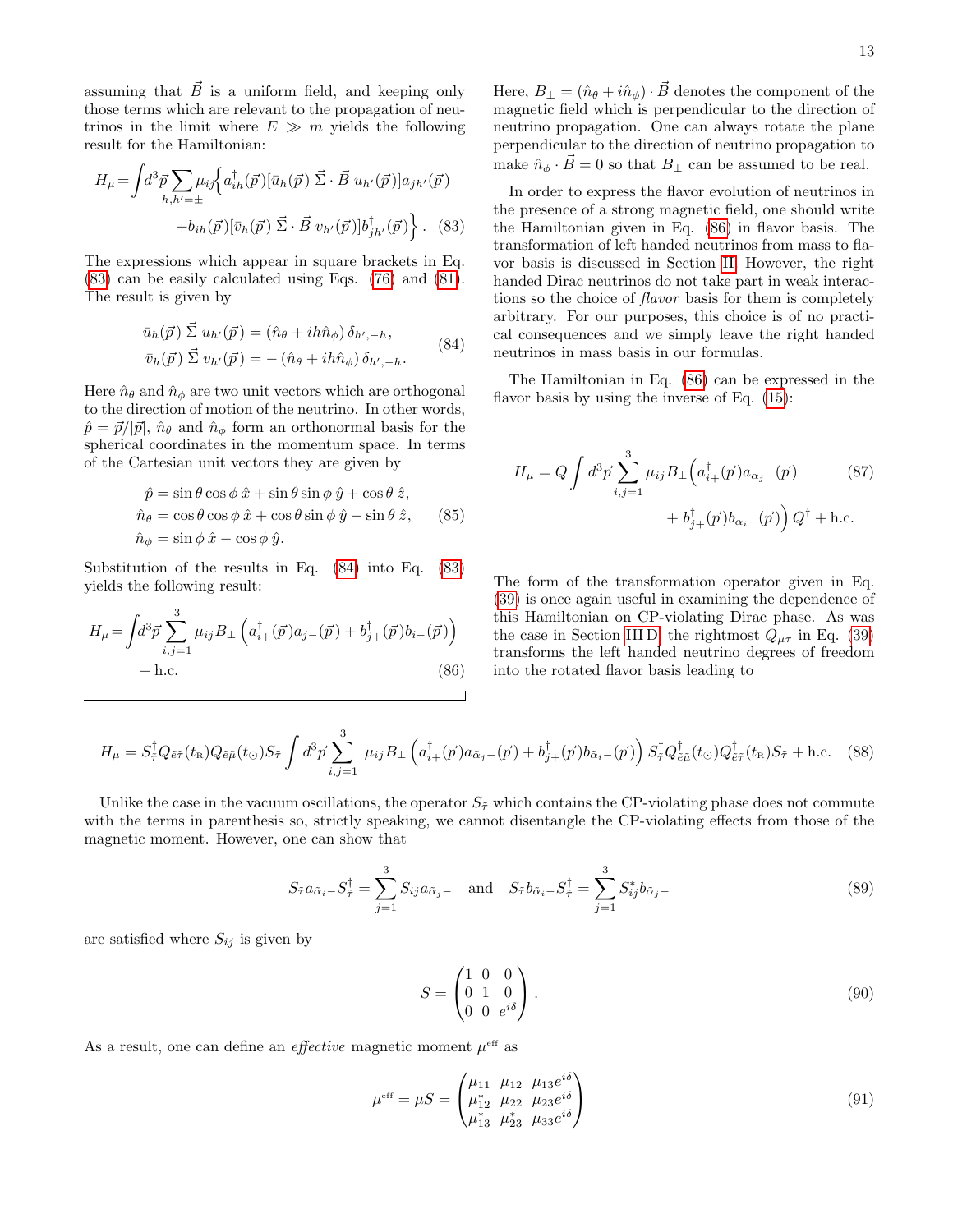assuming that $\vec{B}$ is a uniform field, and keeping only those terms which are relevant to the propagation of neutrinos in the limit where $E \gg m$ yields the following result for the Hamiltonian:

$$H_\mu = \int d^3\vec{p} \sum_{h,h'=\pm} \mu_{ij} \Big\{ a^\dagger_{ih}(\vec{p}) [\bar{u}_h(\vec{p})\, \vec{\Sigma}\cdot\vec{B}\, u_{h'}(\vec{p})] a_{jh'}(\vec{p}) + b_{ih}(\vec{p}) [\bar{v}_h(\vec{p})\, \vec{\Sigma}\cdot\vec{B}\, v_{h'}(\vec{p})] b^\dagger_{jh'}(\vec{p}) \Big\} . \quad (83)$$

The expressions which appear in square brackets in Eq. (83) can be easily calculated using Eqs. (76) and (81). The result is given by

$$\begin{aligned} \bar{u}_h(\vec{p})\, \vec{\Sigma}\, u_{h'}(\vec{p}) &= (\hat{n}_\theta + ih\hat{n}_\phi)\, \delta_{h',-h}, \\ \bar{v}_h(\vec{p})\, \vec{\Sigma}\, v_{h'}(\vec{p}) &= -(\hat{n}_\theta + ih\hat{n}_\phi)\, \delta_{h',-h}. \end{aligned} \quad (84)$$

Here $\hat{n}_\theta$ and $\hat{n}_\phi$ are two unit vectors which are orthogonal to the direction of motion of the neutrino. In other words, $\hat{p} = \vec{p}/|\vec{p}|$, $\hat{n}_\theta$ and $\hat{n}_\phi$ form an orthonormal basis for the spherical coordinates in the momentum space. In terms of the Cartesian unit vectors they are given by

$$\begin{aligned} \hat{p} &= \sin\theta\cos\phi\,\hat{x} + \sin\theta\sin\phi\,\hat{y} + \cos\theta\,\hat{z}, \\ \hat{n}_\theta &= \cos\theta\cos\phi\,\hat{x} + \cos\theta\sin\phi\,\hat{y} - \sin\theta\,\hat{z}, \\ \hat{n}_\phi &= \sin\phi\,\hat{x} - \cos\phi\,\hat{y}. \end{aligned} \quad (85)$$

Substitution of the results in Eq. (84) into Eq. (83) yields the following result:

$$H_\mu = \int d^3\vec{p} \sum_{i,j=1}^{3} \mu_{ij} B_\perp \left( a^\dagger_{i+}(\vec{p}) a_{j-}(\vec{p}) + b^\dagger_{j+}(\vec{p}) b_{i-}(\vec{p}) \right) + \text{h.c.} \quad (86)$$

Here, $B_\perp = (\hat{n}_\theta + i\hat{n}_\phi)\cdot\vec{B}$ denotes the component of the magnetic field which is perpendicular to the direction of neutrino propagation. One can always rotate the plane perpendicular to the direction of neutrino propagation to make $\hat{n}_\phi\cdot\vec{B} = 0$ so that $B_\perp$ can be assumed to be real.

In order to express the flavor evolution of neutrinos in the presence of a strong magnetic field, one should write the Hamiltonian given in Eq. (86) in flavor basis. The transformation of left handed neutrinos from mass to flavor basis is discussed in Section II. However, the right handed Dirac neutrinos do not take part in weak interactions so the choice of *flavor* basis for them is completely arbitrary. For our purposes, this choice is of no practical consequences and we simply leave the right handed neutrinos in mass basis in our formulas.

The Hamiltonian in Eq. (86) can be expressed in the flavor basis by using the inverse of Eq. (15):

$$H_\mu = Q \int d^3\vec{p} \sum_{i,j=1}^{3} \mu_{ij} B_\perp \Big( a^\dagger_{i+}(\vec{p}) a_{\alpha_j -}(\vec{p}) + b^\dagger_{j+}(\vec{p}) b_{\alpha_i -}(\vec{p}) \Big) Q^\dagger + \text{h.c.} \quad (87)$$

The form of the transformation operator given in Eq. (39) is once again useful in examining the dependence of this Hamiltonian on CP-violating Dirac phase. As was the case in Section III D, the rightmost $Q_{\mu\tau}$ in Eq. (39) transforms the left handed neutrino degrees of freedom into the rotated flavor basis leading to

$$H_\mu = S^\dagger_{\tilde{\tau}} Q_{\tilde{e}\tilde{\tau}}(t_{\mathrm{R}}) Q_{\tilde{e}\tilde{\mu}}(t_\odot) S_{\tilde{\tau}} \int d^3\vec{p} \sum_{i,j=1}^{3} \mu_{ij} B_\perp \left( a^\dagger_{i+}(\vec{p}) a_{\tilde{\alpha}_j -}(\vec{p}) + b^\dagger_{j+}(\vec{p}) b_{\tilde{\alpha}_i -}(\vec{p}) \right) S^\dagger_{\tilde{\tau}} Q^\dagger_{\tilde{e}\tilde{\mu}}(t_\odot) Q^\dagger_{\tilde{e}\tilde{\tau}}(t_{\mathrm{R}}) S_{\tilde{\tau}} + \text{h.c.} \quad (88)$$

Unlike the case in the vacuum oscillations, the operator $S_{\tilde{\tau}}$ which contains the CP-violating phase does not commute with the terms in parenthesis so, strictly speaking, we cannot disentangle the CP-violating effects from those of the magnetic moment. However, one can show that

$$S_{\tilde{\tau}} a_{\tilde{\alpha}_i -} S^\dagger_{\tilde{\tau}} = \sum_{j=1}^{3} S_{ij} a_{\tilde{\alpha}_j -} \quad \text{and} \quad S_{\tilde{\tau}} b_{\tilde{\alpha}_i -} S^\dagger_{\tilde{\tau}} = \sum_{j=1}^{3} S^*_{ij} b_{\tilde{\alpha}_j -} \quad (89)$$

are satisfied where $S_{ij}$ is given by

$$S = \begin{pmatrix} 1 & 0 & 0 \\ 0 & 1 & 0 \\ 0 & 0 & e^{i\delta} \end{pmatrix} . \quad (90)$$

As a result, one can define an *effective* magnetic moment $\mu^{\text{eff}}$ as

$$\mu^{\text{eff}} = \mu S = \begin{pmatrix} \mu_{11} & \mu_{12} & \mu_{13} e^{i\delta} \\ \mu^*_{12} & \mu_{22} & \mu_{23} e^{i\delta} \\ \mu^*_{13} & \mu^*_{23} & \mu_{33} e^{i\delta} \end{pmatrix} \quad (91)$$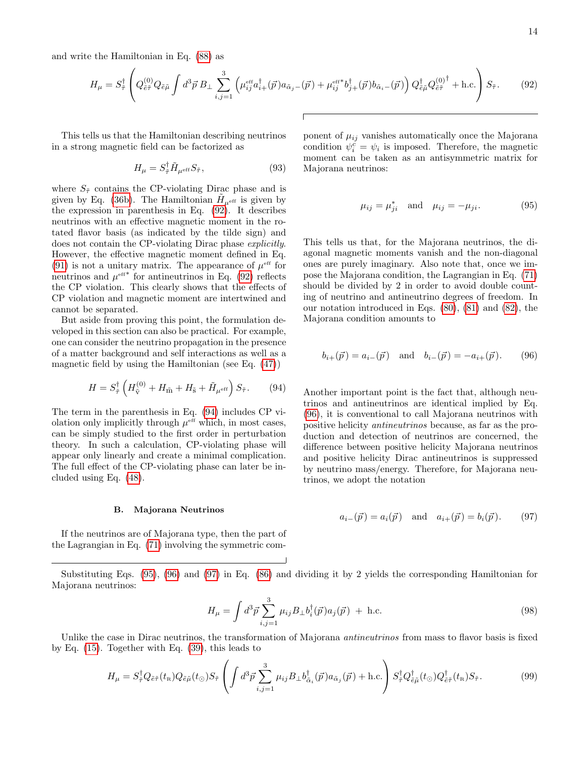and write the Hamiltonian in Eq. (88) as

$$H_\mu = S_{\tilde{\tau}}^\dagger \left( Q^{(0)}_{\tilde{e}\tilde{\tau}} Q_{\tilde{e}\tilde{\mu}} \int d^3\vec{p}\, B_\perp \sum_{i,j=1}^{3} \left( \mu^{\rm eff}_{ij} a^\dagger_{i+}(\vec{p}) a_{\tilde{\alpha}_j -}(\vec{p}) + \mu^{\rm eff *}_{ij} b^\dagger_{j+}(\vec{p}) b_{\tilde{\alpha}_i -}(\vec{p}) \right) Q^\dagger_{\tilde{e}\tilde{\mu}} Q^{(0)\dagger}_{\tilde{e}\tilde{\tau}} + \text{h.c.} \right) S_{\tilde{\tau}}. \tag{92}$$

This tells us that the Hamiltonian describing neutrinos in a strong magnetic field can be factorized as

$$H_\mu = S_{\tilde{\tau}}^\dagger \tilde{H}_{\mu^{\rm eff}} S_{\tilde{\tau}}, \tag{93}$$

where $S_{\tilde{\tau}}$ contains the CP-violating Dirac phase and is given by Eq. (36b). The Hamiltonian $\tilde{H}_{\mu^{\rm eff}}$ is given by the expression in parenthesis in Eq. (92). It describes neutrinos with an effective magnetic moment in the rotated flavor basis (as indicated by the tilde sign) and does not contain the CP-violating Dirac phase *explicitly*. However, the effective magnetic moment defined in Eq. (91) is not a unitary matrix. The appearance of $\mu^{\rm eff}$ for neutrinos and $\mu^{\rm eff *}$ for antineutrinos in Eq. (92) reflects the CP violation. This clearly shows that the effects of CP violation and magnetic moment are intertwined and cannot be separated.

But aside from proving this point, the formulation developed in this section can also be practical. For example, one can consider the neutrino propagation in the presence of a matter background and self interactions as well as a magnetic field by using the Hamiltonian (see Eq. (47))

$$H = S_{\tilde{\tau}}^\dagger \left( H^{(0)}_{\tilde{\rm v}} + H_{\tilde{\rm m}} + H_{\tilde{\rm s}} + \tilde{H}_{\mu^{\rm eff}} \right) S_{\tilde{\tau}}. \tag{94}$$

The term in the parenthesis in Eq. (94) includes CP violation only implicitly through $\mu^{\rm eff}$ which, in most cases, can be simply studied to the first order in perturbation theory. In such a calculation, CP-violating phase will appear only linearly and create a minimal complication. The full effect of the CP-violating phase can later be included using Eq. (48).

### B. Majorana Neutrinos

If the neutrinos are of Majorana type, then the part of the Lagrangian in Eq. (71) involving the symmetric component of $\mu_{ij}$ vanishes automatically once the Majorana condition $\psi_i^c = \psi_i$ is imposed. Therefore, the magnetic moment can be taken as an antisymmetric matrix for Majorana neutrinos:

$$\mu_{ij} = \mu_{ji}^* \quad \text{and} \quad \mu_{ij} = -\mu_{ji}. \tag{95}$$

This tells us that, for the Majorana neutrinos, the diagonal magnetic moments vanish and the non-diagonal ones are purely imaginary. Also note that, once we impose the Majorana condition, the Lagrangian in Eq. (71) should be divided by 2 in order to avoid double counting of neutrino and antineutrino degrees of freedom. In our notation introduced in Eqs. (80), (81) and (82), the Majorana condition amounts to

$$b_{i+}(\vec{p}) = a_{i-}(\vec{p}) \quad \text{and} \quad b_{i-}(\vec{p}) = -a_{i+}(\vec{p}). \tag{96}$$

Another important point is the fact that, although neutrinos and antineutrinos are identical implied by Eq. (96), it is conventional to call Majorana neutrinos with positive helicity *antineutrinos* because, as far as the production and detection of neutrinos are concerned, the difference between positive helicity Majorana neutrinos and positive helicity Dirac antineutrinos is suppressed by neutrino mass/energy. Therefore, for Majorana neutrinos, we adopt the notation

$$a_{i-}(\vec{p}) = a_i(\vec{p}) \quad \text{and} \quad a_{i+}(\vec{p}) = b_i(\vec{p}). \tag{97}$$

Substituting Eqs. (95), (96) and (97) in Eq. (86) and dividing it by 2 yields the corresponding Hamiltonian for Majorana neutrinos:

$$H_\mu = \int d^3\vec{p} \sum_{i,j=1}^{3} \mu_{ij} B_\perp b_i^\dagger(\vec{p}) a_j(\vec{p}) \; + \; \text{h.c.} \tag{98}$$

Unlike the case in Dirac neutrinos, the transformation of Majorana *antineutrinos* from mass to flavor basis is fixed by Eq. (15). Together with Eq. (39), this leads to

$$H_\mu = S_{\tilde{\tau}}^\dagger Q_{\tilde{e}\tilde{\tau}}(t_{\rm R}) Q_{\tilde{e}\tilde{\mu}}(t_\odot) S_{\tilde{\tau}} \left( \int d^3\vec{p} \sum_{i,j=1}^{3} \mu_{ij} B_\perp b^\dagger_{\tilde{\alpha}_i}(\vec{p}) a_{\tilde{\alpha}_j}(\vec{p}) + \text{h.c.} \right) S_{\tilde{\tau}}^\dagger Q^\dagger_{\tilde{e}\tilde{\mu}}(t_\odot) Q^\dagger_{\tilde{e}\tilde{\tau}}(t_{\rm R}) S_{\tilde{\tau}}. \tag{99}$$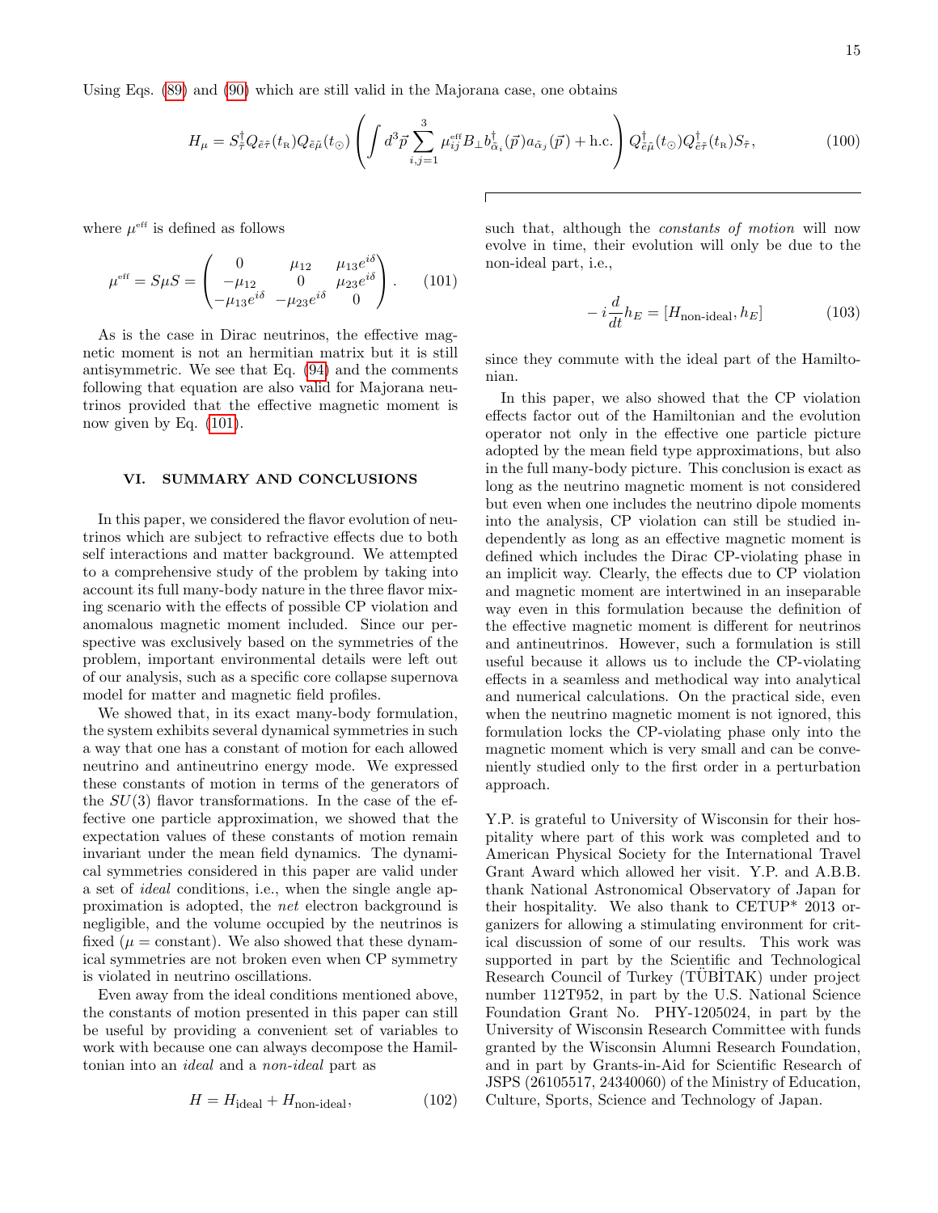Using Eqs. (89) and (90) which are still valid in the Majorana case, one obtains

$$H_\mu = S_{\tilde{\tau}}^\dagger Q_{\tilde{e}\tilde{\tau}}(t_{\mathrm{R}}) Q_{\tilde{e}\tilde{\mu}}(t_\odot) \left( \int d^3\vec{p} \sum_{i,j=1}^{3} \mu_{ij}^{\mathrm{eff}} B_\perp b_{\tilde{\alpha}_i}^\dagger(\vec{p}) a_{\tilde{\alpha}_j}(\vec{p}) + \mathrm{h.c.} \right) Q_{\tilde{e}\tilde{\mu}}^\dagger(t_\odot) Q_{\tilde{e}\tilde{\tau}}^\dagger(t_{\mathrm{R}}) S_{\tilde{\tau}}, \tag{100}$$

where $\mu^{\mathrm{eff}}$ is defined as follows

$$\mu^{\mathrm{eff}} = S\mu S = \begin{pmatrix} 0 & \mu_{12} & \mu_{13}e^{i\delta} \\ -\mu_{12} & 0 & \mu_{23}e^{i\delta} \\ -\mu_{13}e^{i\delta} & -\mu_{23}e^{i\delta} & 0 \end{pmatrix}. \tag{101}$$

As is the case in Dirac neutrinos, the effective magnetic moment is not an hermitian matrix but it is still antisymmetric. We see that Eq. (94) and the comments following that equation are also valid for Majorana neutrinos provided that the effective magnetic moment is now given by Eq. (101).

## VI. SUMMARY AND CONCLUSIONS

In this paper, we considered the flavor evolution of neutrinos which are subject to refractive effects due to both self interactions and matter background. We attempted to a comprehensive study of the problem by taking into account its full many-body nature in the three flavor mixing scenario with the effects of possible CP violation and anomalous magnetic moment included. Since our perspective was exclusively based on the symmetries of the problem, important environmental details were left out of our analysis, such as a specific core collapse supernova model for matter and magnetic field profiles.

We showed that, in its exact many-body formulation, the system exhibits several dynamical symmetries in such a way that one has a constant of motion for each allowed neutrino and antineutrino energy mode. We expressed these constants of motion in terms of the generators of the $SU(3)$ flavor transformations. In the case of the effective one particle approximation, we showed that the expectation values of these constants of motion remain invariant under the mean field dynamics. The dynamical symmetries considered in this paper are valid under a set of *ideal* conditions, i.e., when the single angle approximation is adopted, the *net* electron background is negligible, and the volume occupied by the neutrinos is fixed ($\mu =$ constant). We also showed that these dynamical symmetries are not broken even when CP symmetry is violated in neutrino oscillations.

Even away from the ideal conditions mentioned above, the constants of motion presented in this paper can still be useful by providing a convenient set of variables to work with because one can always decompose the Hamiltonian into an *ideal* and a *non-ideal* part as

$$H = H_{\mathrm{ideal}} + H_{\text{non-ideal}}, \tag{102}$$

such that, although the *constants of motion* will now evolve in time, their evolution will only be due to the non-ideal part, i.e.,

$$-i\frac{d}{dt}h_E = [H_{\text{non-ideal}}, h_E] \tag{103}$$

since they commute with the ideal part of the Hamiltonian.

In this paper, we also showed that the CP violation effects factor out of the Hamiltonian and the evolution operator not only in the effective one particle picture adopted by the mean field type approximations, but also in the full many-body picture. This conclusion is exact as long as the neutrino magnetic moment is not considered but even when one includes the neutrino dipole moments into the analysis, CP violation can still be studied independently as long as an effective magnetic moment is defined which includes the Dirac CP-violating phase in an implicit way. Clearly, the effects due to CP violation and magnetic moment are intertwined in an inseparable way even in this formulation because the definition of the effective magnetic moment is different for neutrinos and antineutrinos. However, such a formulation is still useful because it allows us to include the CP-violating effects in a seamless and methodical way into analytical and numerical calculations. On the practical side, even when the neutrino magnetic moment is not ignored, this formulation locks the CP-violating phase only into the magnetic moment which is very small and can be conveniently studied only to the first order in a perturbation approach.

Y.P. is grateful to University of Wisconsin for their hospitality where part of this work was completed and to American Physical Society for the International Travel Grant Award which allowed her visit. Y.P. and A.B.B. thank National Astronomical Observatory of Japan for their hospitality. We also thank to CETUP* 2013 organizers for allowing a stimulating environment for critical discussion of some of our results. This work was supported in part by the Scientific and Technological Research Council of Turkey (TÜBİTAK) under project number 112T952, in part by the U.S. National Science Foundation Grant No. PHY-1205024, in part by the University of Wisconsin Research Committee with funds granted by the Wisconsin Alumni Research Foundation, and in part by Grants-in-Aid for Scientific Research of JSPS (26105517, 24340060) of the Ministry of Education, Culture, Sports, Science and Technology of Japan.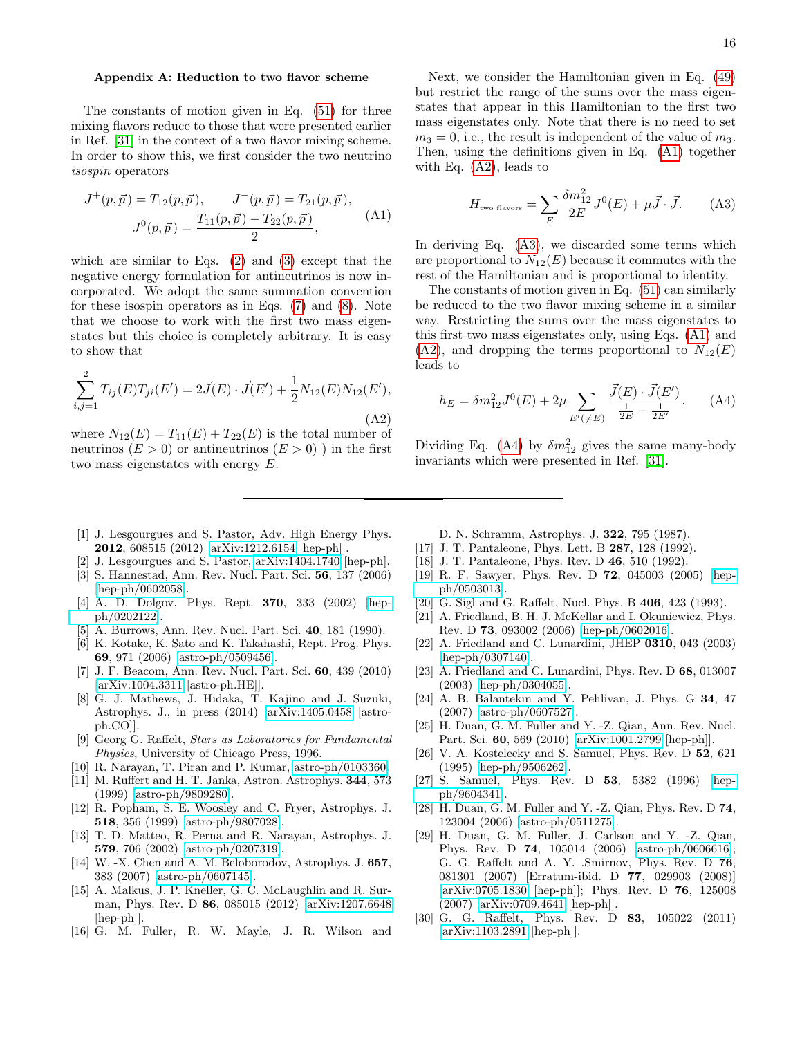### Appendix A: Reduction to two flavor scheme

The constants of motion given in Eq. (51) for three mixing flavors reduce to those that were presented earlier in Ref. [31] in the context of a two flavor mixing scheme. In order to show this, we first consider the two neutrino *isospin* operators

$$J^+(p,\vec{p}) = T_{12}(p,\vec{p}), \qquad J^-(p,\vec{p}) = T_{21}(p,\vec{p}), \\ J^0(p,\vec{p}) = \frac{T_{11}(p,\vec{p}) - T_{22}(p,\vec{p})}{2}, \tag{A1}$$

which are similar to Eqs. (2) and (3) except that the negative energy formulation for antineutrinos is now incorporated. We adopt the same summation convention for these isospin operators as in Eqs. (7) and (8). Note that we choose to work with the first two mass eigenstates but this choice is completely arbitrary. It is easy to show that

$$\sum_{i,j=1}^{2} T_{ij}(E)T_{ji}(E') = 2\vec{J}(E)\cdot\vec{J}(E') + \frac{1}{2}N_{12}(E)N_{12}(E'), \tag{A2}$$

where $N_{12}(E) = T_{11}(E) + T_{22}(E)$ is the total number of neutrinos ($E > 0$) or antineutrinos ($E > 0$) ) in the first two mass eigenstates with energy $E$.

Next, we consider the Hamiltonian given in Eq. (49) but restrict the range of the sums over the mass eigenstates that appear in this Hamiltonian to the first two mass eigenstates only. Note that there is no need to set $m_3 = 0$, i.e., the result is independent of the value of $m_3$. Then, using the definitions given in Eq. (A1) together with Eq. (A2), leads to

$$H_{\text{two flavors}} = \sum_E \frac{\delta m_{12}^2}{2E} J^0(E) + \mu \vec{J}\cdot\vec{J}. \tag{A3}$$

In deriving Eq. (A3), we discarded some terms which are proportional to $N_{12}(E)$ because it commutes with the rest of the Hamiltonian and is proportional to identity.

The constants of motion given in Eq. (51) can similarly be reduced to the two flavor mixing scheme in a similar way. Restricting the sums over the mass eigenstates to this first two mass eigenstates only, using Eqs. (A1) and (A2), and dropping the terms proportional to $N_{12}(E)$ leads to

$$h_E = \delta m_{12}^2 J^0(E) + 2\mu \sum_{E'(\neq E)} \frac{\vec{J}(E)\cdot\vec{J}(E')}{\frac{1}{2E} - \frac{1}{2E'}}. \tag{A4}$$

Dividing Eq. (A4) by $\delta m_{12}^2$ gives the same many-body invariants which were presented in Ref. [31].

---

[1] J. Lesgourgues and S. Pastor, Adv. High Energy Phys. **2012**, 608515 (2012) [arXiv:1212.6154 [hep-ph]].
[2] J. Lesgourgues and S. Pastor, arXiv:1404.1740 [hep-ph].
[3] S. Hannestad, Ann. Rev. Nucl. Part. Sci. **56**, 137 (2006) [hep-ph/0602058].
[4] A. D. Dolgov, Phys. Rept. **370**, 333 (2002) [hep-ph/0202122].
[5] A. Burrows, Ann. Rev. Nucl. Part. Sci. **40**, 181 (1990).
[6] K. Kotake, K. Sato and K. Takahashi, Rept. Prog. Phys. **69**, 971 (2006) [astro-ph/0509456].
[7] J. F. Beacom, Ann. Rev. Nucl. Part. Sci. **60**, 439 (2010) [arXiv:1004.3311 [astro-ph.HE]].
[8] G. J. Mathews, J. Hidaka, T. Kajino and J. Suzuki, Astrophys. J., in press (2014) [arXiv:1405.0458 [astro-ph.CO]].
[9] Georg G. Raffelt, *Stars as Laboratories for Fundamental Physics*, University of Chicago Press, 1996.
[10] R. Narayan, T. Piran and P. Kumar, astro-ph/0103360.
[11] M. Ruffert and H. T. Janka, Astron. Astrophys. **344**, 573 (1999) [astro-ph/9809280].
[12] R. Popham, S. E. Woosley and C. Fryer, Astrophys. J. **518**, 356 (1999) [astro-ph/9807028].
[13] T. D. Matteo, R. Perna and R. Narayan, Astrophys. J. **579**, 706 (2002) [astro-ph/0207319].
[14] W. -X. Chen and A. M. Beloborodov, Astrophys. J. **657**, 383 (2007) [astro-ph/0607145].
[15] A. Malkus, J. P. Kneller, G. C. McLaughlin and R. Surman, Phys. Rev. D **86**, 085015 (2012) [arXiv:1207.6648 [hep-ph]].
[16] G. M. Fuller, R. W. Mayle, J. R. Wilson and D. N. Schramm, Astrophys. J. **322**, 795 (1987).
[17] J. T. Pantaleone, Phys. Lett. B **287**, 128 (1992).
[18] J. T. Pantaleone, Phys. Rev. D **46**, 510 (1992).
[19] R. F. Sawyer, Phys. Rev. D **72**, 045003 (2005) [hep-ph/0503013].
[20] G. Sigl and G. Raffelt, Nucl. Phys. B **406**, 423 (1993).
[21] A. Friedland, B. H. J. McKellar and I. Okuniewicz, Phys. Rev. D **73**, 093002 (2006) [hep-ph/0602016].
[22] A. Friedland and C. Lunardini, JHEP **0310**, 043 (2003) [hep-ph/0307140].
[23] A. Friedland and C. Lunardini, Phys. Rev. D **68**, 013007 (2003) [hep-ph/0304055].
[24] A. B. Balantekin and Y. Pehlivan, J. Phys. G **34**, 47 (2007) [astro-ph/0607527].
[25] H. Duan, G. M. Fuller and Y. -Z. Qian, Ann. Rev. Nucl. Part. Sci. **60**, 569 (2010) [arXiv:1001.2799 [hep-ph]].
[26] V. A. Kostelecky and S. Samuel, Phys. Rev. D **52**, 621 (1995) [hep-ph/9506262].
[27] S. Samuel, Phys. Rev. D **53**, 5382 (1996) [hep-ph/9604341].
[28] H. Duan, G. M. Fuller and Y. -Z. Qian, Phys. Rev. D **74**, 123004 (2006) [astro-ph/0511275].
[29] H. Duan, G. M. Fuller, J. Carlson and Y. -Z. Qian, Phys. Rev. D **74**, 105014 (2006) [astro-ph/0606616]; G. G. Raffelt and A. Y. .Smirnov, Phys. Rev. D **76**, 081301 (2007) [Erratum-ibid. D **77**, 029903 (2008)] [arXiv:0705.1830 [hep-ph]]; Phys. Rev. D **76**, 125008 (2007) [arXiv:0709.4641 [hep-ph]].
[30] G. G. Raffelt, Phys. Rev. D **83**, 105022 (2011) [arXiv:1103.2891 [hep-ph]].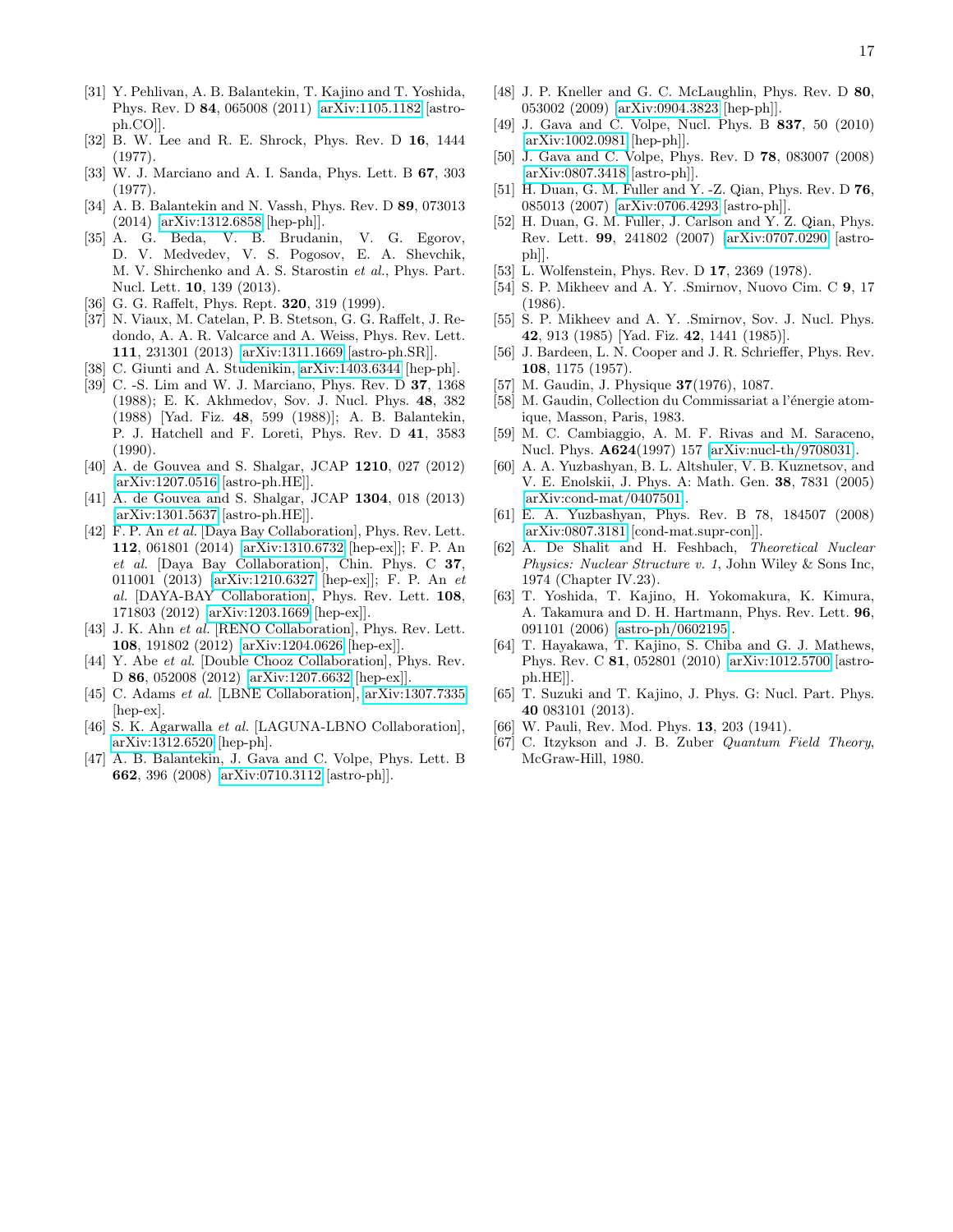[31] Y. Pehlivan, A. B. Balantekin, T. Kajino and T. Yoshida, Phys. Rev. D **84**, 065008 (2011) [arXiv:1105.1182 [astro-ph.CO]].

[32] B. W. Lee and R. E. Shrock, Phys. Rev. D **16**, 1444 (1977).

[33] W. J. Marciano and A. I. Sanda, Phys. Lett. B **67**, 303 (1977).

[34] A. B. Balantekin and N. Vassh, Phys. Rev. D **89**, 073013 (2014) [arXiv:1312.6858 [hep-ph]].

[35] A. G. Beda, V. B. Brudanin, V. G. Egorov, D. V. Medvedev, V. S. Pogosov, E. A. Shevchik, M. V. Shirchenko and A. S. Starostin *et al.*, Phys. Part. Nucl. Lett. **10**, 139 (2013).

[36] G. G. Raffelt, Phys. Rept. **320**, 319 (1999).

[37] N. Viaux, M. Catelan, P. B. Stetson, G. G. Raffelt, J. Redondo, A. A. R. Valcarce and A. Weiss, Phys. Rev. Lett. **111**, 231301 (2013) [arXiv:1311.1669 [astro-ph.SR]].

[38] C. Giunti and A. Studenikin, arXiv:1403.6344 [hep-ph].

[39] C. -S. Lim and W. J. Marciano, Phys. Rev. D **37**, 1368 (1988); E. K. Akhmedov, Sov. J. Nucl. Phys. **48**, 382 (1988) [Yad. Fiz. **48**, 599 (1988)]; A. B. Balantekin, P. J. Hatchell and F. Loreti, Phys. Rev. D **41**, 3583 (1990).

[40] A. de Gouvea and S. Shalgar, JCAP **1210**, 027 (2012) [arXiv:1207.0516 [astro-ph.HE]].

[41] A. de Gouvea and S. Shalgar, JCAP **1304**, 018 (2013) [arXiv:1301.5637 [astro-ph.HE]].

[42] F. P. An *et al.* [Daya Bay Collaboration], Phys. Rev. Lett. **112**, 061801 (2014) [arXiv:1310.6732 [hep-ex]]; F. P. An *et al.* [Daya Bay Collaboration], Chin. Phys. C **37**, 011001 (2013) [arXiv:1210.6327 [hep-ex]]; F. P. An *et al.* [DAYA-BAY Collaboration], Phys. Rev. Lett. **108**, 171803 (2012) [arXiv:1203.1669 [hep-ex]].

[43] J. K. Ahn *et al.* [RENO Collaboration], Phys. Rev. Lett. **108**, 191802 (2012) [arXiv:1204.0626 [hep-ex]].

[44] Y. Abe *et al.* [Double Chooz Collaboration], Phys. Rev. D **86**, 052008 (2012) [arXiv:1207.6632 [hep-ex]].

[45] C. Adams *et al.* [LBNE Collaboration], arXiv:1307.7335 [hep-ex].

[46] S. K. Agarwalla *et al.* [LAGUNA-LBNO Collaboration], arXiv:1312.6520 [hep-ph].

[47] A. B. Balantekin, J. Gava and C. Volpe, Phys. Lett. B **662**, 396 (2008) [arXiv:0710.3112 [astro-ph]].

[48] J. P. Kneller and G. C. McLaughlin, Phys. Rev. D **80**, 053002 (2009) [arXiv:0904.3823 [hep-ph]].

[49] J. Gava and C. Volpe, Nucl. Phys. B **837**, 50 (2010) [arXiv:1002.0981 [hep-ph]].

[50] J. Gava and C. Volpe, Phys. Rev. D **78**, 083007 (2008) [arXiv:0807.3418 [astro-ph]].

[51] H. Duan, G. M. Fuller and Y. -Z. Qian, Phys. Rev. D **76**, 085013 (2007) [arXiv:0706.4293 [astro-ph]].

[52] H. Duan, G. M. Fuller, J. Carlson and Y. Z. Qian, Phys. Rev. Lett. **99**, 241802 (2007) [arXiv:0707.0290 [astro-ph]].

[53] L. Wolfenstein, Phys. Rev. D **17**, 2369 (1978).

[54] S. P. Mikheev and A. Y. .Smirnov, Nuovo Cim. C **9**, 17 (1986).

[55] S. P. Mikheev and A. Y. .Smirnov, Sov. J. Nucl. Phys. **42**, 913 (1985) [Yad. Fiz. **42**, 1441 (1985)].

[56] J. Bardeen, L. N. Cooper and J. R. Schrieffer, Phys. Rev. **108**, 1175 (1957).

[57] M. Gaudin, J. Physique **37**(1976), 1087.

[58] M. Gaudin, Collection du Commissariat a l'énergie atomique, Masson, Paris, 1983.

[59] M. C. Cambiaggio, A. M. F. Rivas and M. Saraceno, Nucl. Phys. **A624**(1997) 157 [arXiv:nucl-th/9708031].

[60] A. A. Yuzbashyan, B. L. Altshuler, V. B. Kuznetsov, and V. E. Enolskii, J. Phys. A: Math. Gen. **38**, 7831 (2005) [arXiv:cond-mat/0407501].

[61] E. A. Yuzbashyan, Phys. Rev. B 78, 184507 (2008) [arXiv:0807.3181 [cond-mat.supr-con]].

[62] A. De Shalit and H. Feshbach, *Theoretical Nuclear Physics: Nuclear Structure v. 1*, John Wiley & Sons Inc, 1974 (Chapter IV.23).

[63] T. Yoshida, T. Kajino, H. Yokomakura, K. Kimura, A. Takamura and D. H. Hartmann, Phys. Rev. Lett. **96**, 091101 (2006) [astro-ph/0602195].

[64] T. Hayakawa, T. Kajino, S. Chiba and G. J. Mathews, Phys. Rev. C **81**, 052801 (2010) [arXiv:1012.5700 [astro-ph.HE]].

[65] T. Suzuki and T. Kajino, J. Phys. G: Nucl. Part. Phys. **40** 083101 (2013).

[66] W. Pauli, Rev. Mod. Phys. **13**, 203 (1941).

[67] C. Itzykson and J. B. Zuber *Quantum Field Theory*, McGraw-Hill, 1980.